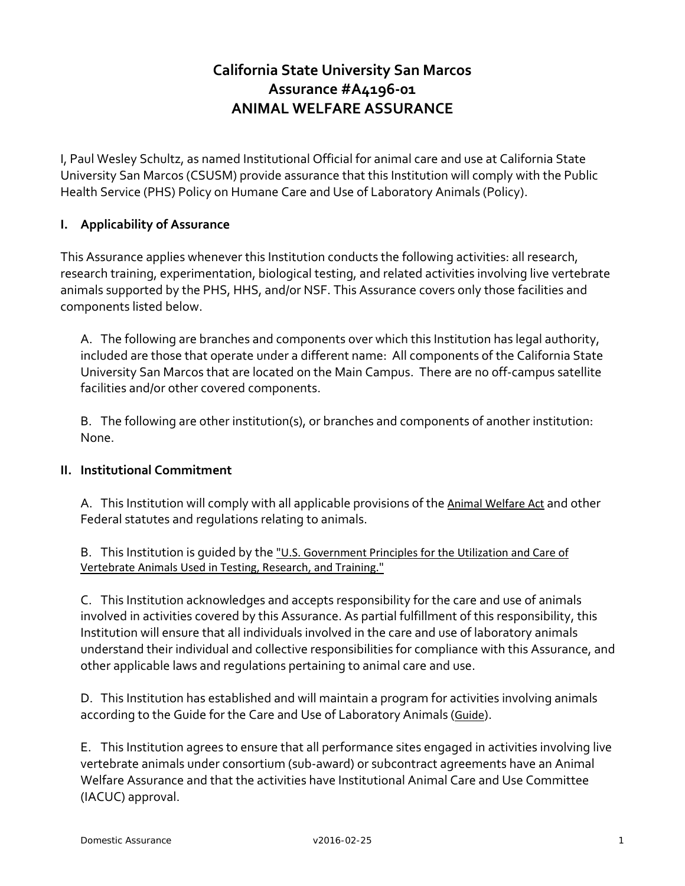# California State University San Marcos
## Assurance #A4196-01
## ANIMAL WELFARE ASSURANCE

I, Paul Wesley Schultz, as named Institutional Official for animal care and use at California State University San Marcos (CSUSM) provide assurance that this Institution will comply with the Public Health Service (PHS) Policy on Humane Care and Use of Laboratory Animals (Policy).

### I. Applicability of Assurance

This Assurance applies whenever this Institution conducts the following activities: all research, research training, experimentation, biological testing, and related activities involving live vertebrate animals supported by the PHS, HHS, and/or NSF. This Assurance covers only those facilities and components listed below.

A. The following are branches and components over which this Institution has legal authority, included are those that operate under a different name: All components of the California State University San Marcos that are located on the Main Campus. There are no off-campus satellite facilities and/or other covered components.

B. The following are other institution(s), or branches and components of another institution: None.

### II. Institutional Commitment

A. This Institution will comply with all applicable provisions of the Animal Welfare Act and other Federal statutes and regulations relating to animals.

B. This Institution is guided by the "U.S. Government Principles for the Utilization and Care of Vertebrate Animals Used in Testing, Research, and Training."

C. This Institution acknowledges and accepts responsibility for the care and use of animals involved in activities covered by this Assurance. As partial fulfillment of this responsibility, this Institution will ensure that all individuals involved in the care and use of laboratory animals understand their individual and collective responsibilities for compliance with this Assurance, and other applicable laws and regulations pertaining to animal care and use.

D. This Institution has established and will maintain a program for activities involving animals according to the Guide for the Care and Use of Laboratory Animals (Guide).

E. This Institution agrees to ensure that all performance sites engaged in activities involving live vertebrate animals under consortium (sub-award) or subcontract agreements have an Animal Welfare Assurance and that the activities have Institutional Animal Care and Use Committee (IACUC) approval.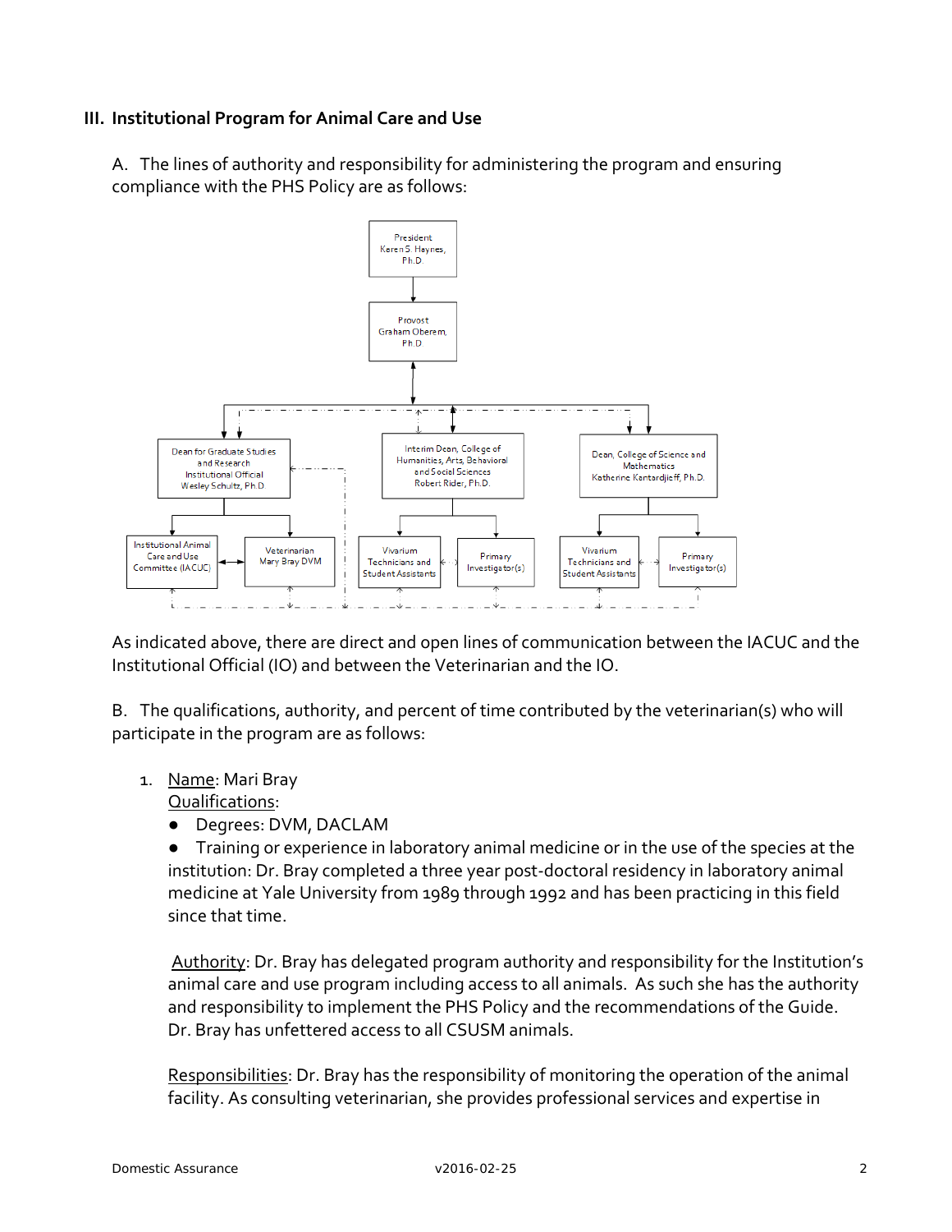## III. Institutional Program for Animal Care and Use

A. The lines of authority and responsibility for administering the program and ensuring compliance with the PHS Policy are as follows:

- President Keren S. Haynes, Ph.D.
  - Provost Graham Oberem, Ph.D.
    - Dean for Graduate Studies and Research Institutional Official Wesley Schultz, Ph.D.
      - Institutional Animal Care and Use Committee (IACUC)
      - Veterinarian Mary Bray DVM
    - Interim Dean, College of Humanities, Arts, Behavioral and Social Sciences Robert Rider, Ph.D.
      - Vivarium Technicians and Student Assistants
      - Primary Investigator(s)
    - Dean, College of Science and Mathematics Katherine Kantardjieff, Ph.D.
      - Vivarium Technicians and Student Assistants
      - Primary Investigator(s)

As indicated above, there are direct and open lines of communication between the IACUC and the Institutional Official (IO) and between the Veterinarian and the IO.

B. The qualifications, authority, and percent of time contributed by the veterinarian(s) who will participate in the program are as follows:

1. Name: Mari Bray
   Qualifications:
   - Degrees: DVM, DACLAM
   - Training or experience in laboratory animal medicine or in the use of the species at the institution: Dr. Bray completed a three year post-doctoral residency in laboratory animal medicine at Yale University from 1989 through 1992 and has been practicing in this field since that time.

   Authority: Dr. Bray has delegated program authority and responsibility for the Institution's animal care and use program including access to all animals. As such she has the authority and responsibility to implement the PHS Policy and the recommendations of the Guide. Dr. Bray has unfettered access to all CSUSM animals.

   Responsibilities: Dr. Bray has the responsibility of monitoring the operation of the animal facility. As consulting veterinarian, she provides professional services and expertise in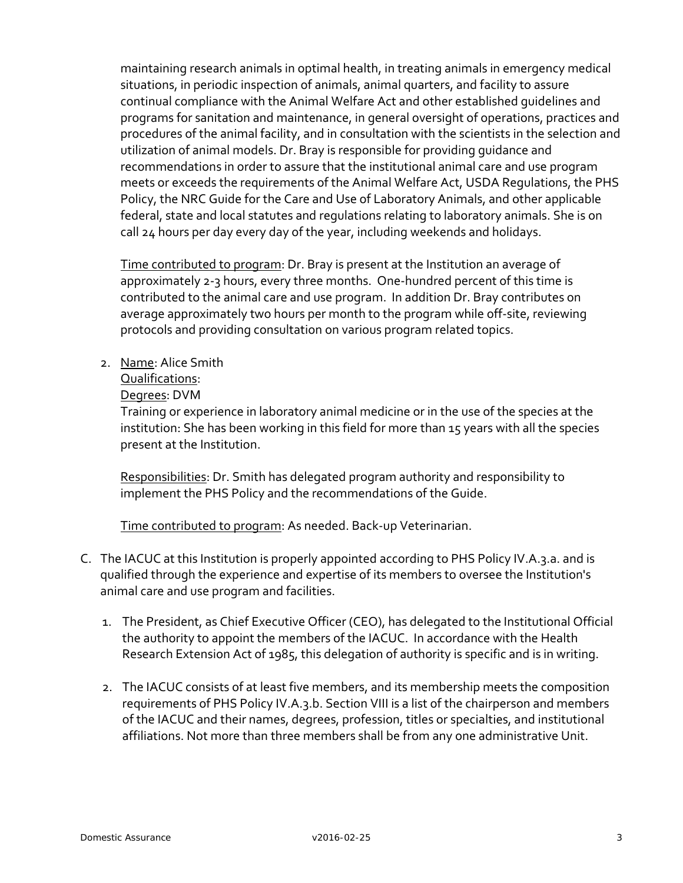maintaining research animals in optimal health, in treating animals in emergency medical situations, in periodic inspection of animals, animal quarters, and facility to assure continual compliance with the Animal Welfare Act and other established guidelines and programs for sanitation and maintenance, in general oversight of operations, practices and procedures of the animal facility, and in consultation with the scientists in the selection and utilization of animal models. Dr. Bray is responsible for providing guidance and recommendations in order to assure that the institutional animal care and use program meets or exceeds the requirements of the Animal Welfare Act, USDA Regulations, the PHS Policy, the NRC Guide for the Care and Use of Laboratory Animals, and other applicable federal, state and local statutes and regulations relating to laboratory animals. She is on call 24 hours per day every day of the year, including weekends and holidays.

Time contributed to program: Dr. Bray is present at the Institution an average of approximately 2-3 hours, every three months. One-hundred percent of this time is contributed to the animal care and use program. In addition Dr. Bray contributes on average approximately two hours per month to the program while off-site, reviewing protocols and providing consultation on various program related topics.

2. Name: Alice Smith
   Qualifications:
   Degrees: DVM
   Training or experience in laboratory animal medicine or in the use of the species at the institution: She has been working in this field for more than 15 years with all the species present at the Institution.

   Responsibilities: Dr. Smith has delegated program authority and responsibility to implement the PHS Policy and the recommendations of the Guide.

   Time contributed to program: As needed. Back-up Veterinarian.

C. The IACUC at this Institution is properly appointed according to PHS Policy IV.A.3.a. and is qualified through the experience and expertise of its members to oversee the Institution's animal care and use program and facilities.

   1. The President, as Chief Executive Officer (CEO), has delegated to the Institutional Official the authority to appoint the members of the IACUC. In accordance with the Health Research Extension Act of 1985, this delegation of authority is specific and is in writing.

   2. The IACUC consists of at least five members, and its membership meets the composition requirements of PHS Policy IV.A.3.b. Section VIII is a list of the chairperson and members of the IACUC and their names, degrees, profession, titles or specialties, and institutional affiliations. Not more than three members shall be from any one administrative Unit.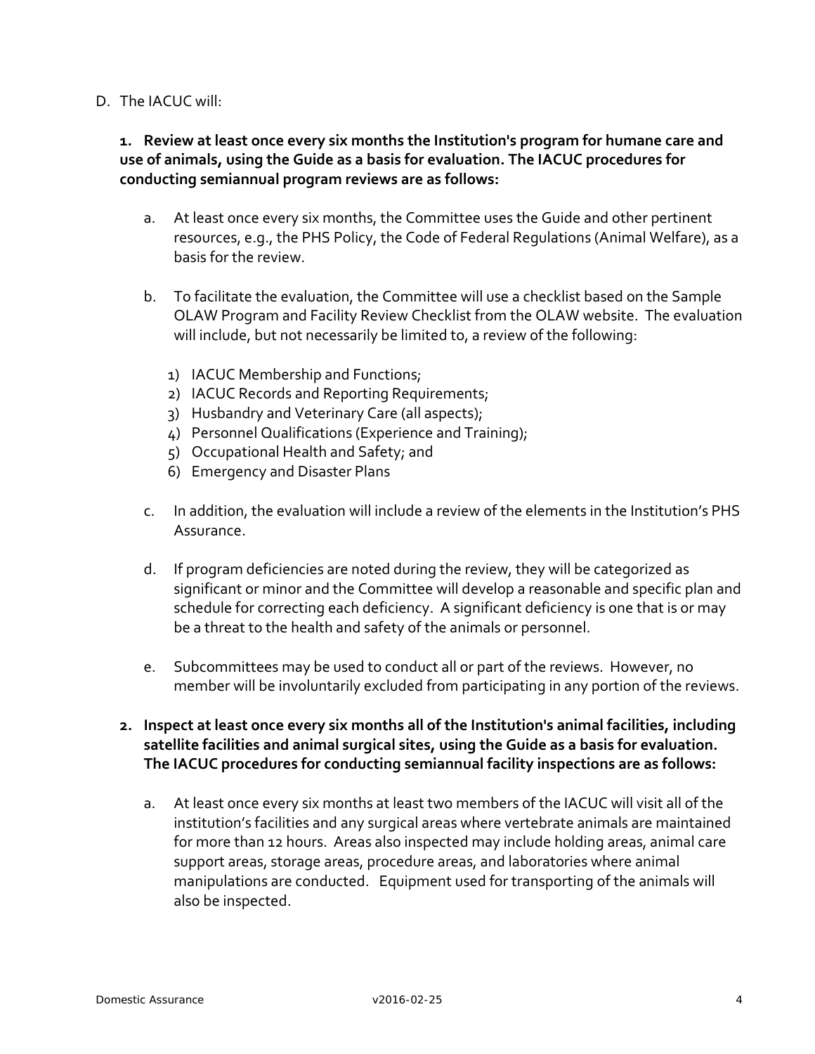D. The IACUC will:

**1. Review at least once every six months the Institution's program for humane care and use of animals, using the Guide as a basis for evaluation. The IACUC procedures for conducting semiannual program reviews are as follows:**

a. At least once every six months, the Committee uses the Guide and other pertinent resources, e.g., the PHS Policy, the Code of Federal Regulations (Animal Welfare), as a basis for the review.

b. To facilitate the evaluation, the Committee will use a checklist based on the Sample OLAW Program and Facility Review Checklist from the OLAW website. The evaluation will include, but not necessarily be limited to, a review of the following:

1) IACUC Membership and Functions;
2) IACUC Records and Reporting Requirements;
3) Husbandry and Veterinary Care (all aspects);
4) Personnel Qualifications (Experience and Training);
5) Occupational Health and Safety; and
6) Emergency and Disaster Plans

c. In addition, the evaluation will include a review of the elements in the Institution's PHS Assurance.

d. If program deficiencies are noted during the review, they will be categorized as significant or minor and the Committee will develop a reasonable and specific plan and schedule for correcting each deficiency. A significant deficiency is one that is or may be a threat to the health and safety of the animals or personnel.

e. Subcommittees may be used to conduct all or part of the reviews. However, no member will be involuntarily excluded from participating in any portion of the reviews.

**2. Inspect at least once every six months all of the Institution's animal facilities, including satellite facilities and animal surgical sites, using the Guide as a basis for evaluation. The IACUC procedures for conducting semiannual facility inspections are as follows:**

a. At least once every six months at least two members of the IACUC will visit all of the institution's facilities and any surgical areas where vertebrate animals are maintained for more than 12 hours. Areas also inspected may include holding areas, animal care support areas, storage areas, procedure areas, and laboratories where animal manipulations are conducted. Equipment used for transporting of the animals will also be inspected.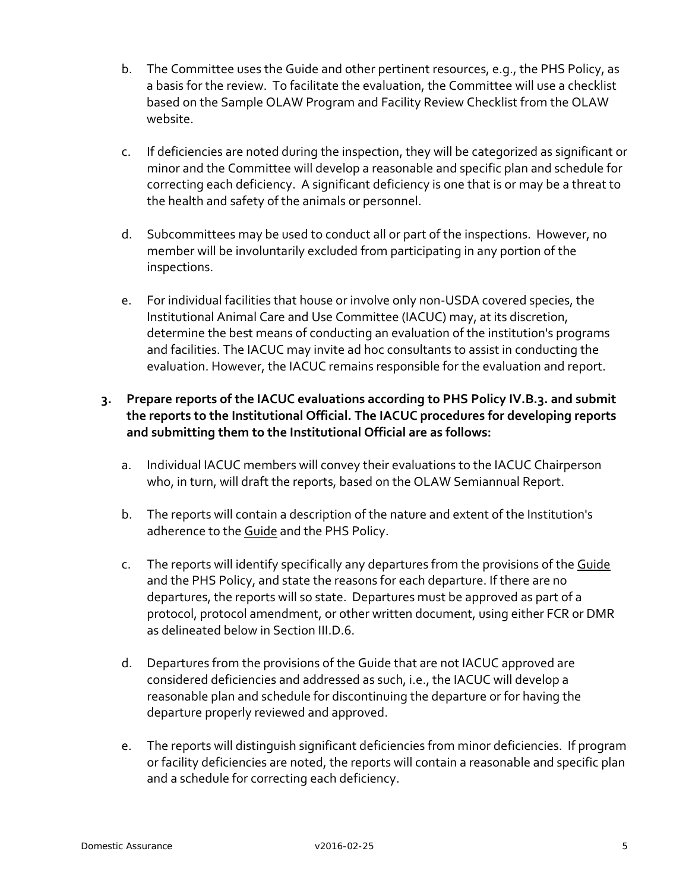b. The Committee uses the Guide and other pertinent resources, e.g., the PHS Policy, as a basis for the review. To facilitate the evaluation, the Committee will use a checklist based on the Sample OLAW Program and Facility Review Checklist from the OLAW website.

c. If deficiencies are noted during the inspection, they will be categorized as significant or minor and the Committee will develop a reasonable and specific plan and schedule for correcting each deficiency. A significant deficiency is one that is or may be a threat to the health and safety of the animals or personnel.

d. Subcommittees may be used to conduct all or part of the inspections. However, no member will be involuntarily excluded from participating in any portion of the inspections.

e. For individual facilities that house or involve only non-USDA covered species, the Institutional Animal Care and Use Committee (IACUC) may, at its discretion, determine the best means of conducting an evaluation of the institution's programs and facilities. The IACUC may invite ad hoc consultants to assist in conducting the evaluation. However, the IACUC remains responsible for the evaluation and report.

**3. Prepare reports of the IACUC evaluations according to PHS Policy IV.B.3. and submit the reports to the Institutional Official. The IACUC procedures for developing reports and submitting them to the Institutional Official are as follows:**

a. Individual IACUC members will convey their evaluations to the IACUC Chairperson who, in turn, will draft the reports, based on the OLAW Semiannual Report.

b. The reports will contain a description of the nature and extent of the Institution's adherence to the Guide and the PHS Policy.

c. The reports will identify specifically any departures from the provisions of the Guide and the PHS Policy, and state the reasons for each departure. If there are no departures, the reports will so state. Departures must be approved as part of a protocol, protocol amendment, or other written document, using either FCR or DMR as delineated below in Section III.D.6.

d. Departures from the provisions of the Guide that are not IACUC approved are considered deficiencies and addressed as such, i.e., the IACUC will develop a reasonable plan and schedule for discontinuing the departure or for having the departure properly reviewed and approved.

e. The reports will distinguish significant deficiencies from minor deficiencies. If program or facility deficiencies are noted, the reports will contain a reasonable and specific plan and a schedule for correcting each deficiency.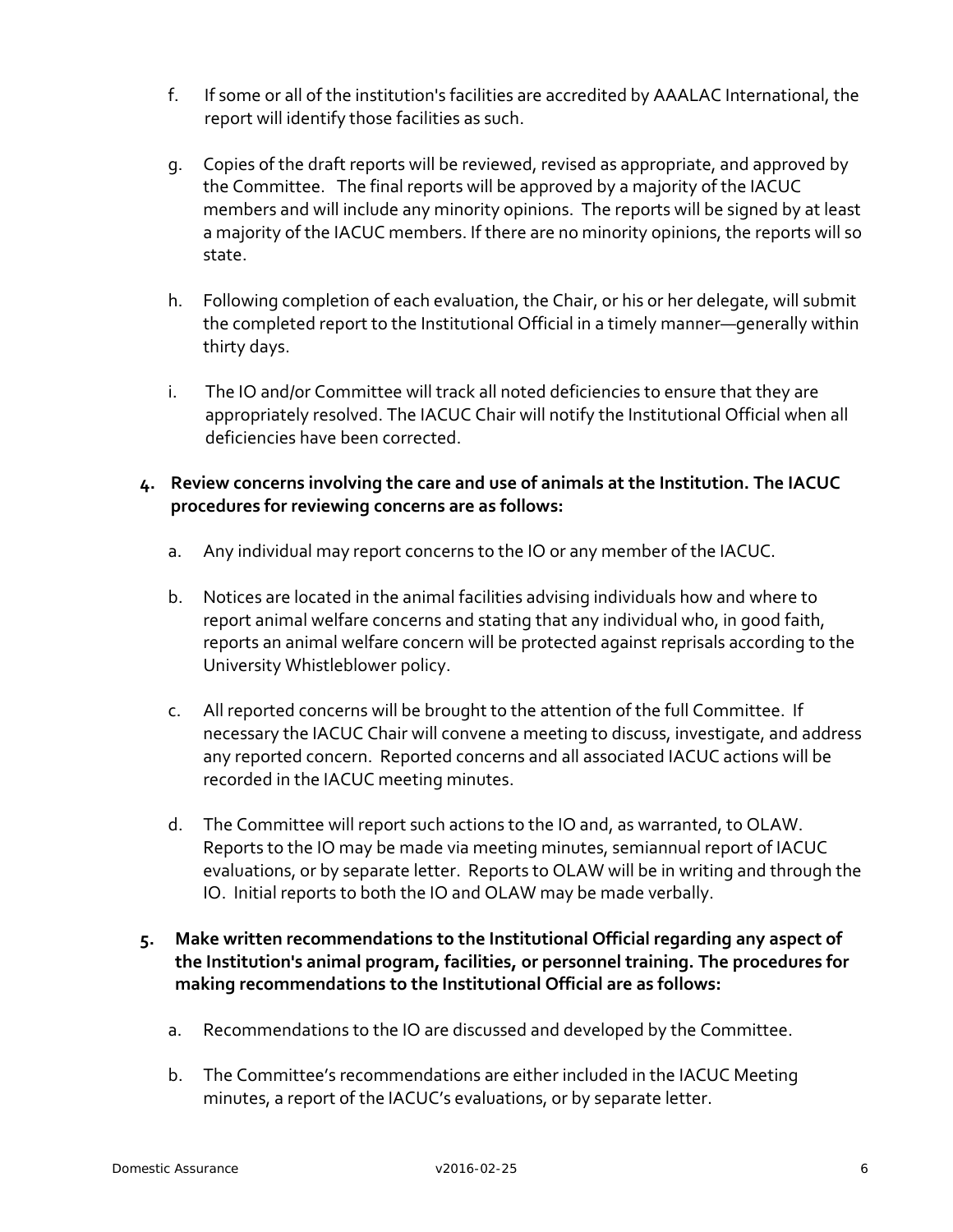f. If some or all of the institution's facilities are accredited by AAALAC International, the report will identify those facilities as such.

g. Copies of the draft reports will be reviewed, revised as appropriate, and approved by the Committee. The final reports will be approved by a majority of the IACUC members and will include any minority opinions. The reports will be signed by at least a majority of the IACUC members. If there are no minority opinions, the reports will so state.

h. Following completion of each evaluation, the Chair, or his or her delegate, will submit the completed report to the Institutional Official in a timely manner—generally within thirty days.

i. The IO and/or Committee will track all noted deficiencies to ensure that they are appropriately resolved. The IACUC Chair will notify the Institutional Official when all deficiencies have been corrected.

**4. Review concerns involving the care and use of animals at the Institution. The IACUC procedures for reviewing concerns are as follows:**

a. Any individual may report concerns to the IO or any member of the IACUC.

b. Notices are located in the animal facilities advising individuals how and where to report animal welfare concerns and stating that any individual who, in good faith, reports an animal welfare concern will be protected against reprisals according to the University Whistleblower policy.

c. All reported concerns will be brought to the attention of the full Committee. If necessary the IACUC Chair will convene a meeting to discuss, investigate, and address any reported concern. Reported concerns and all associated IACUC actions will be recorded in the IACUC meeting minutes.

d. The Committee will report such actions to the IO and, as warranted, to OLAW. Reports to the IO may be made via meeting minutes, semiannual report of IACUC evaluations, or by separate letter. Reports to OLAW will be in writing and through the IO. Initial reports to both the IO and OLAW may be made verbally.

**5. Make written recommendations to the Institutional Official regarding any aspect of the Institution's animal program, facilities, or personnel training. The procedures for making recommendations to the Institutional Official are as follows:**

a. Recommendations to the IO are discussed and developed by the Committee.

b. The Committee's recommendations are either included in the IACUC Meeting minutes, a report of the IACUC's evaluations, or by separate letter.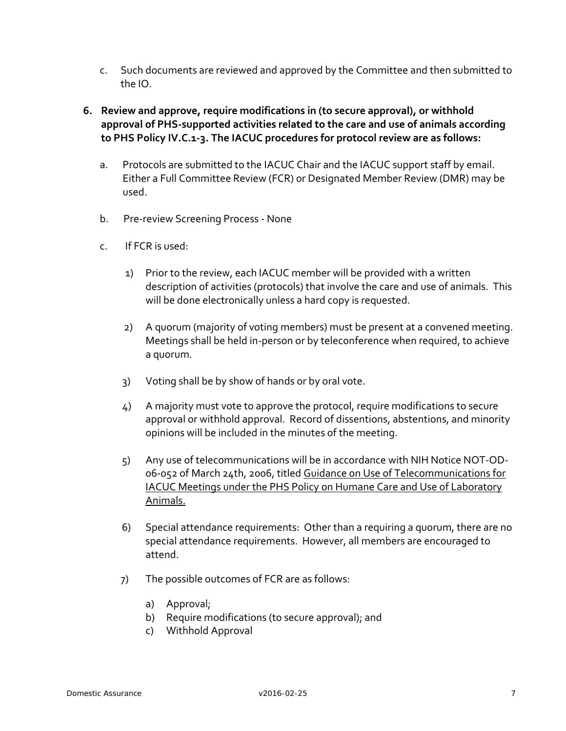c. Such documents are reviewed and approved by the Committee and then submitted to the IO.

6. **Review and approve, require modifications in (to secure approval), or withhold approval of PHS-supported activities related to the care and use of animals according to PHS Policy IV.C.1-3. The IACUC procedures for protocol review are as follows:**

   a. Protocols are submitted to the IACUC Chair and the IACUC support staff by email. Either a Full Committee Review (FCR) or Designated Member Review (DMR) may be used.

   b. Pre-review Screening Process - None

   c. If FCR is used:

      1) Prior to the review, each IACUC member will be provided with a written description of activities (protocols) that involve the care and use of animals. This will be done electronically unless a hard copy is requested.

      2) A quorum (majority of voting members) must be present at a convened meeting. Meetings shall be held in-person or by teleconference when required, to achieve a quorum.

      3) Voting shall be by show of hands or by oral vote.

      4) A majority must vote to approve the protocol, require modifications to secure approval or withhold approval. Record of dissentions, abstentions, and minority opinions will be included in the minutes of the meeting.

      5) Any use of telecommunications will be in accordance with NIH Notice NOT-OD-06-052 of March 24th, 2006, titled Guidance on Use of Telecommunications for IACUC Meetings under the PHS Policy on Humane Care and Use of Laboratory Animals.

      6) Special attendance requirements: Other than a requiring a quorum, there are no special attendance requirements. However, all members are encouraged to attend.

      7) The possible outcomes of FCR are as follows:

         a) Approval;
         b) Require modifications (to secure approval); and
         c) Withhold Approval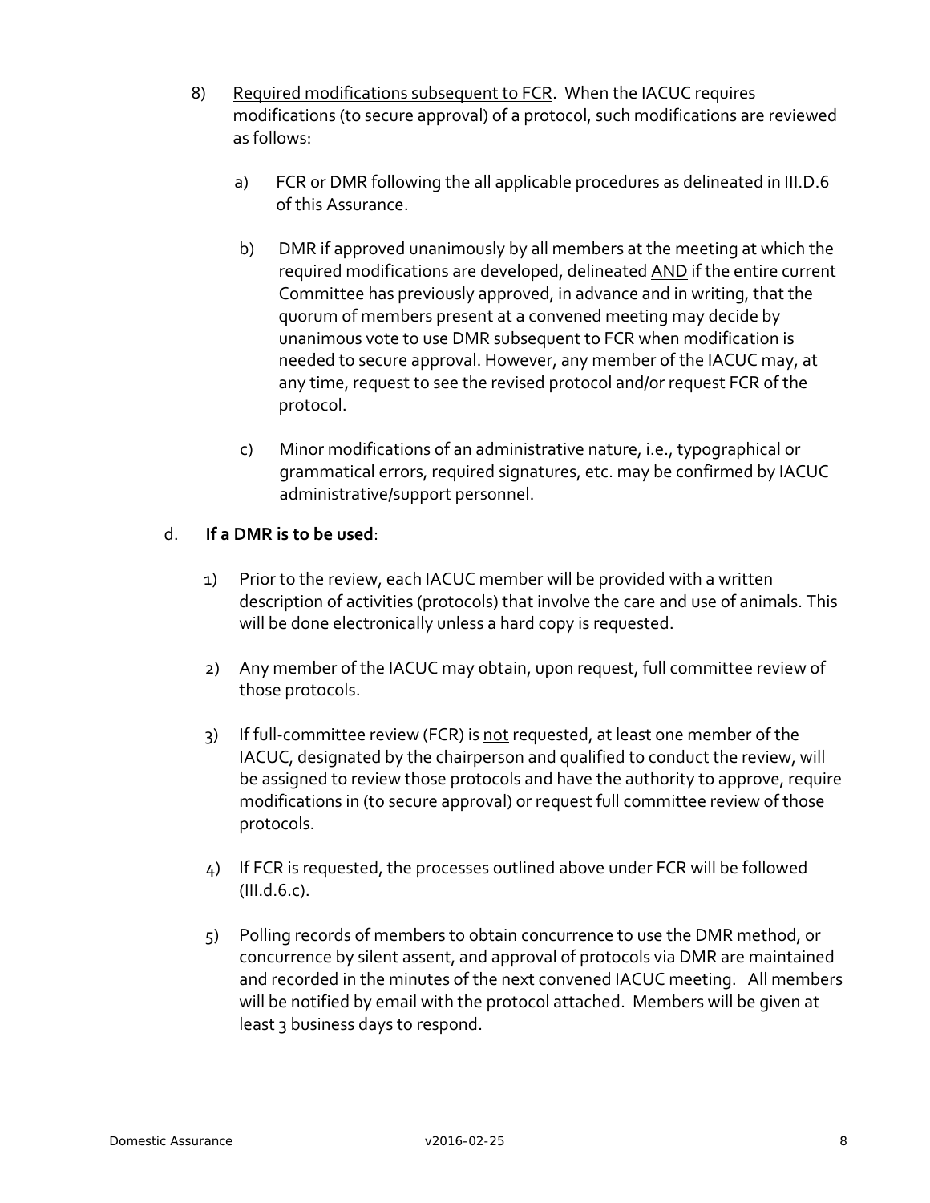8) <u>Required modifications subsequent to FCR</u>. When the IACUC requires modifications (to secure approval) of a protocol, such modifications are reviewed as follows:

   a) FCR or DMR following the all applicable procedures as delineated in III.D.6 of this Assurance.

   b) DMR if approved unanimously by all members at the meeting at which the required modifications are developed, delineated <u>AND</u> if the entire current Committee has previously approved, in advance and in writing, that the quorum of members present at a convened meeting may decide by unanimous vote to use DMR subsequent to FCR when modification is needed to secure approval. However, any member of the IACUC may, at any time, request to see the revised protocol and/or request FCR of the protocol.

   c) Minor modifications of an administrative nature, i.e., typographical or grammatical errors, required signatures, etc. may be confirmed by IACUC administrative/support personnel.

d. **If a DMR is to be used**:

   1) Prior to the review, each IACUC member will be provided with a written description of activities (protocols) that involve the care and use of animals. This will be done electronically unless a hard copy is requested.

   2) Any member of the IACUC may obtain, upon request, full committee review of those protocols.

   3) If full-committee review (FCR) is <u>not</u> requested, at least one member of the IACUC, designated by the chairperson and qualified to conduct the review, will be assigned to review those protocols and have the authority to approve, require modifications in (to secure approval) or request full committee review of those protocols.

   4) If FCR is requested, the processes outlined above under FCR will be followed (III.d.6.c).

   5) Polling records of members to obtain concurrence to use the DMR method, or concurrence by silent assent, and approval of protocols via DMR are maintained and recorded in the minutes of the next convened IACUC meeting. All members will be notified by email with the protocol attached. Members will be given at least 3 business days to respond.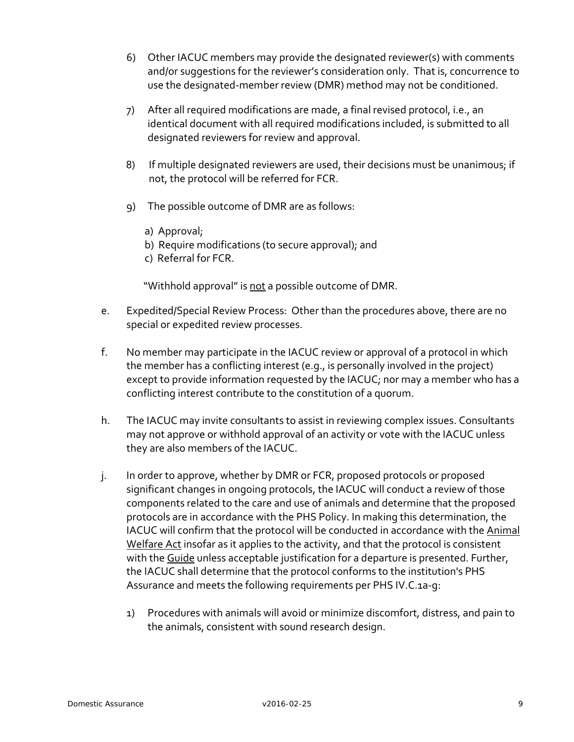6) Other IACUC members may provide the designated reviewer(s) with comments and/or suggestions for the reviewer's consideration only. That is, concurrence to use the designated-member review (DMR) method may not be conditioned.

7) After all required modifications are made, a final revised protocol, i.e., an identical document with all required modifications included, is submitted to all designated reviewers for review and approval.

8) If multiple designated reviewers are used, their decisions must be unanimous; if not, the protocol will be referred for FCR.

9) The possible outcome of DMR are as follows:

   a) Approval;
   b) Require modifications (to secure approval); and
   c) Referral for FCR.

   "Withhold approval" is <u>not</u> a possible outcome of DMR.

e. Expedited/Special Review Process: Other than the procedures above, there are no special or expedited review processes.

f. No member may participate in the IACUC review or approval of a protocol in which the member has a conflicting interest (e.g., is personally involved in the project) except to provide information requested by the IACUC; nor may a member who has a conflicting interest contribute to the constitution of a quorum.

h. The IACUC may invite consultants to assist in reviewing complex issues. Consultants may not approve or withhold approval of an activity or vote with the IACUC unless they are also members of the IACUC.

j. In order to approve, whether by DMR or FCR, proposed protocols or proposed significant changes in ongoing protocols, the IACUC will conduct a review of those components related to the care and use of animals and determine that the proposed protocols are in accordance with the PHS Policy. In making this determination, the IACUC will confirm that the protocol will be conducted in accordance with the <u>Animal Welfare Act</u> insofar as it applies to the activity, and that the protocol is consistent with the <u>Guide</u> unless acceptable justification for a departure is presented. Further, the IACUC shall determine that the protocol conforms to the institution's PHS Assurance and meets the following requirements per PHS IV.C.1a-g:

   1) Procedures with animals will avoid or minimize discomfort, distress, and pain to the animals, consistent with sound research design.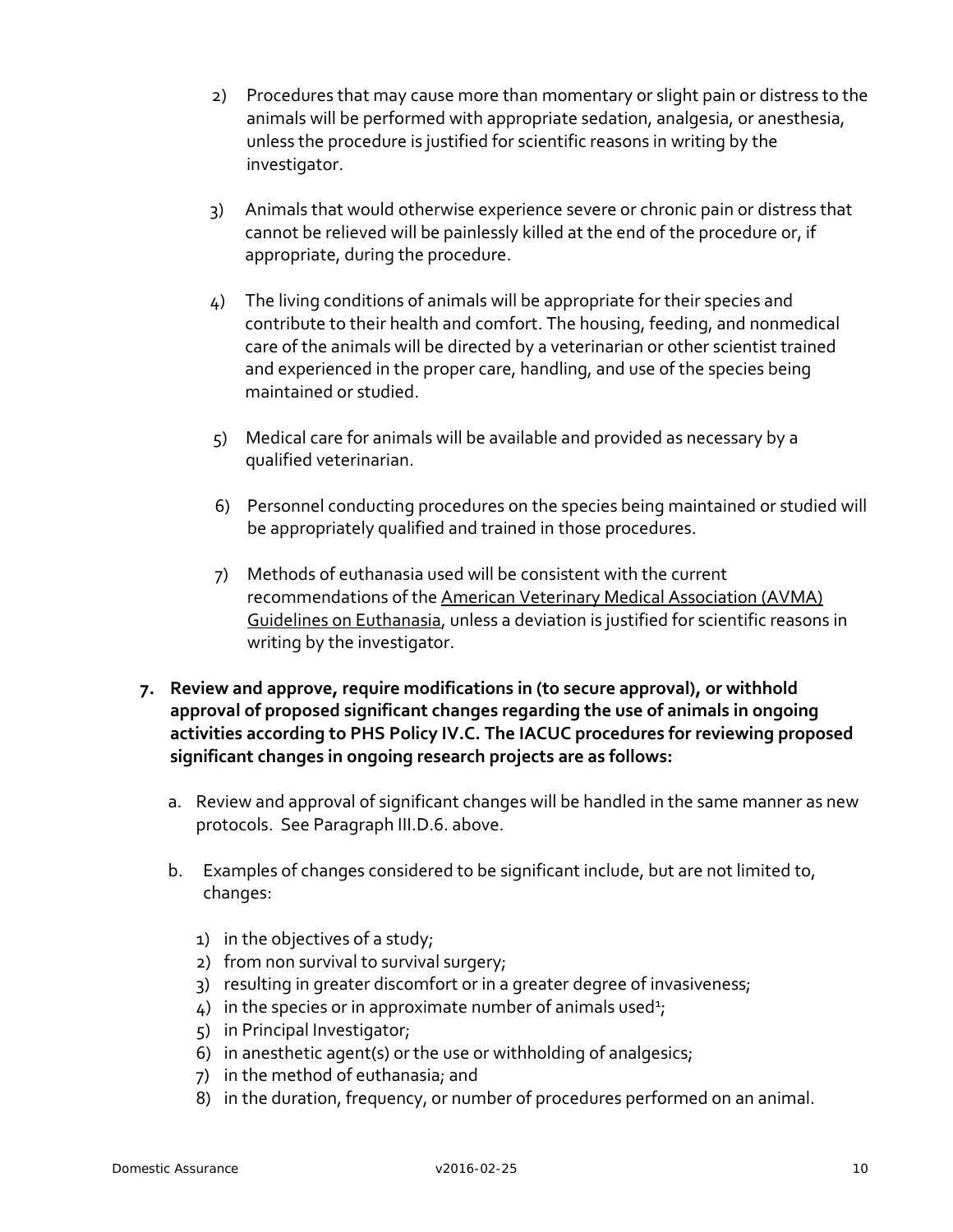2) Procedures that may cause more than momentary or slight pain or distress to the animals will be performed with appropriate sedation, analgesia, or anesthesia, unless the procedure is justified for scientific reasons in writing by the investigator.

3) Animals that would otherwise experience severe or chronic pain or distress that cannot be relieved will be painlessly killed at the end of the procedure or, if appropriate, during the procedure.

4) The living conditions of animals will be appropriate for their species and contribute to their health and comfort. The housing, feeding, and nonmedical care of the animals will be directed by a veterinarian or other scientist trained and experienced in the proper care, handling, and use of the species being maintained or studied.

5) Medical care for animals will be available and provided as necessary by a qualified veterinarian.

6) Personnel conducting procedures on the species being maintained or studied will be appropriately qualified and trained in those procedures.

7) Methods of euthanasia used will be consistent with the current recommendations of the American Veterinary Medical Association (AVMA) Guidelines on Euthanasia, unless a deviation is justified for scientific reasons in writing by the investigator.

**7. Review and approve, require modifications in (to secure approval), or withhold approval of proposed significant changes regarding the use of animals in ongoing activities according to PHS Policy IV.C. The IACUC procedures for reviewing proposed significant changes in ongoing research projects are as follows:**

a. Review and approval of significant changes will be handled in the same manner as new protocols. See Paragraph III.D.6. above.

b. Examples of changes considered to be significant include, but are not limited to, changes:

1) in the objectives of a study;
2) from non survival to survival surgery;
3) resulting in greater discomfort or in a greater degree of invasiveness;
4) in the species or in approximate number of animals used[1];
5) in Principal Investigator;
6) in anesthetic agent(s) or the use or withholding of analgesics;
7) in the method of euthanasia; and
8) in the duration, frequency, or number of procedures performed on an animal.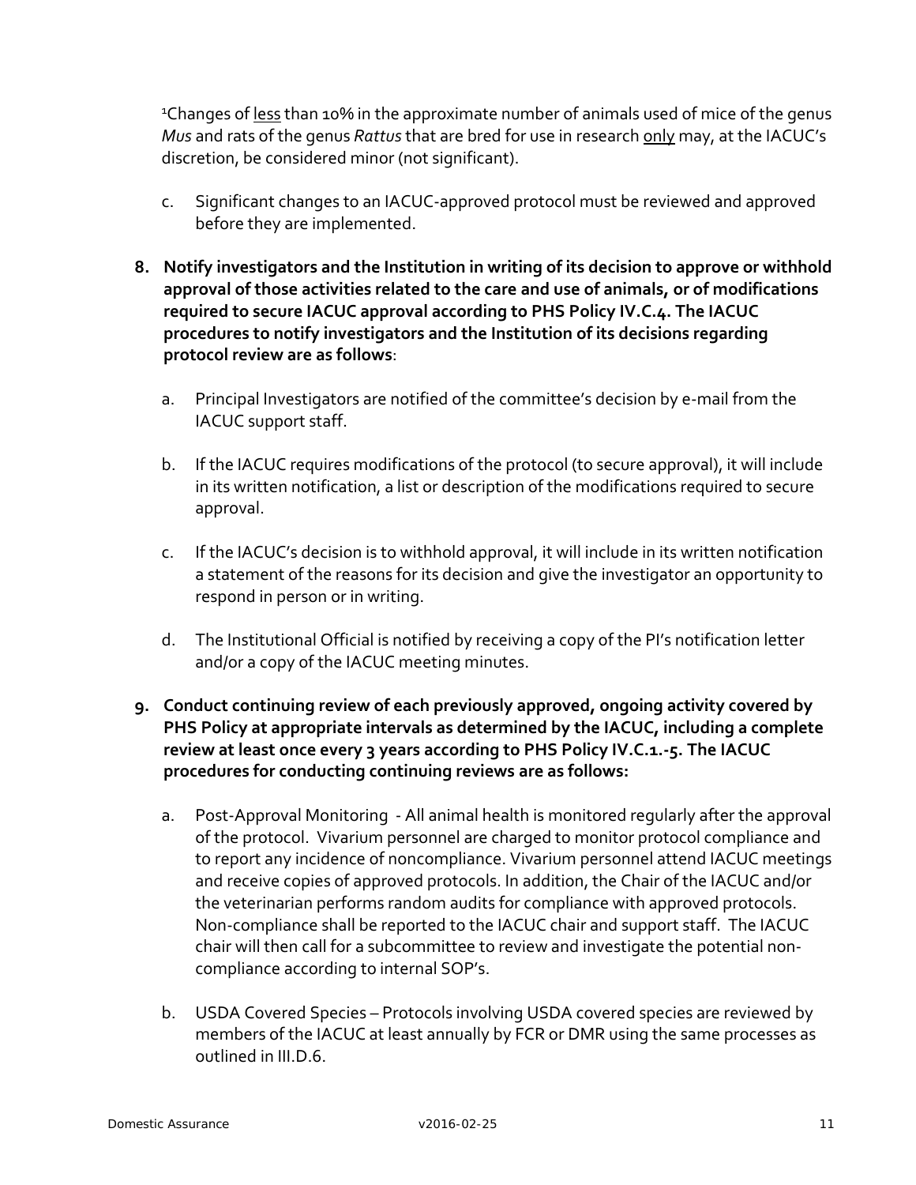[1]Changes of <u>less</u> than 10% in the approximate number of animals used of mice of the genus *Mus* and rats of the genus *Rattus* that are bred for use in research <u>only</u> may, at the IACUC's discretion, be considered minor (not significant).

c. Significant changes to an IACUC-approved protocol must be reviewed and approved before they are implemented.

**8. Notify investigators and the Institution in writing of its decision to approve or withhold approval of those activities related to the care and use of animals, or of modifications required to secure IACUC approval according to PHS Policy IV.C.4. The IACUC procedures to notify investigators and the Institution of its decisions regarding protocol review are as follows**:

a. Principal Investigators are notified of the committee's decision by e-mail from the IACUC support staff.

b. If the IACUC requires modifications of the protocol (to secure approval), it will include in its written notification, a list or description of the modifications required to secure approval.

c. If the IACUC's decision is to withhold approval, it will include in its written notification a statement of the reasons for its decision and give the investigator an opportunity to respond in person or in writing.

d. The Institutional Official is notified by receiving a copy of the PI's notification letter and/or a copy of the IACUC meeting minutes.

**9. Conduct continuing review of each previously approved, ongoing activity covered by PHS Policy at appropriate intervals as determined by the IACUC, including a complete review at least once every 3 years according to PHS Policy IV.C.1.-5. The IACUC procedures for conducting continuing reviews are as follows:**

a. Post-Approval Monitoring - All animal health is monitored regularly after the approval of the protocol. Vivarium personnel are charged to monitor protocol compliance and to report any incidence of noncompliance. Vivarium personnel attend IACUC meetings and receive copies of approved protocols. In addition, the Chair of the IACUC and/or the veterinarian performs random audits for compliance with approved protocols. Non-compliance shall be reported to the IACUC chair and support staff. The IACUC chair will then call for a subcommittee to review and investigate the potential non-compliance according to internal SOP's.

b. USDA Covered Species – Protocols involving USDA covered species are reviewed by members of the IACUC at least annually by FCR or DMR using the same processes as outlined in III.D.6.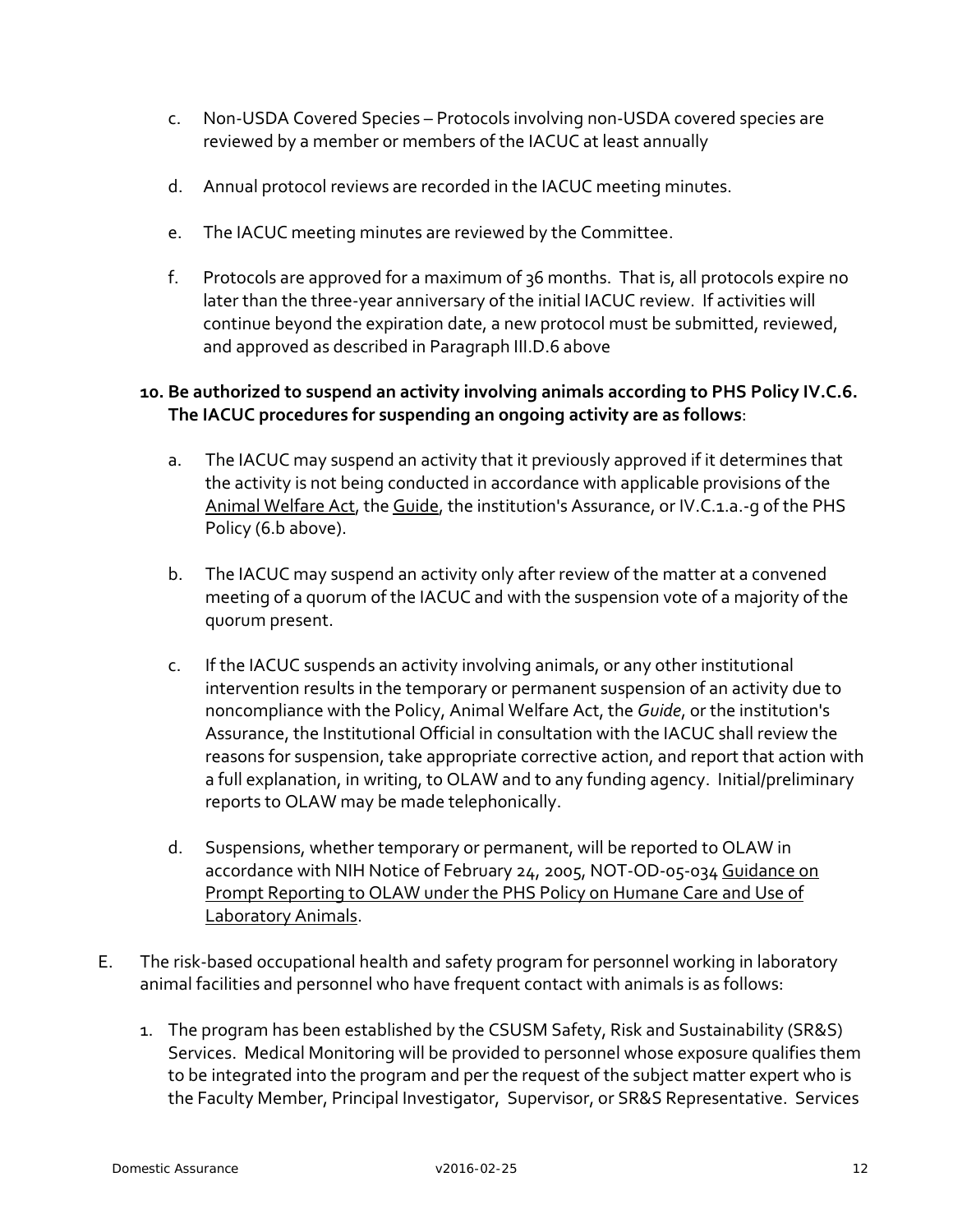c. Non-USDA Covered Species – Protocols involving non-USDA covered species are reviewed by a member or members of the IACUC at least annually

d. Annual protocol reviews are recorded in the IACUC meeting minutes.

e. The IACUC meeting minutes are reviewed by the Committee.

f. Protocols are approved for a maximum of 36 months. That is, all protocols expire no later than the three-year anniversary of the initial IACUC review. If activities will continue beyond the expiration date, a new protocol must be submitted, reviewed, and approved as described in Paragraph III.D.6 above

**10. Be authorized to suspend an activity involving animals according to PHS Policy IV.C.6. The IACUC procedures for suspending an ongoing activity are as follows**:

a. The IACUC may suspend an activity that it previously approved if it determines that the activity is not being conducted in accordance with applicable provisions of the Animal Welfare Act, the Guide, the institution's Assurance, or IV.C.1.a.-g of the PHS Policy (6.b above).

b. The IACUC may suspend an activity only after review of the matter at a convened meeting of a quorum of the IACUC and with the suspension vote of a majority of the quorum present.

c. If the IACUC suspends an activity involving animals, or any other institutional intervention results in the temporary or permanent suspension of an activity due to noncompliance with the Policy, Animal Welfare Act, the *Guide*, or the institution's Assurance, the Institutional Official in consultation with the IACUC shall review the reasons for suspension, take appropriate corrective action, and report that action with a full explanation, in writing, to OLAW and to any funding agency. Initial/preliminary reports to OLAW may be made telephonically.

d. Suspensions, whether temporary or permanent, will be reported to OLAW in accordance with NIH Notice of February 24, 2005, NOT-OD-05-034 Guidance on Prompt Reporting to OLAW under the PHS Policy on Humane Care and Use of Laboratory Animals.

E. The risk-based occupational health and safety program for personnel working in laboratory animal facilities and personnel who have frequent contact with animals is as follows:

1. The program has been established by the CSUSM Safety, Risk and Sustainability (SR&S) Services. Medical Monitoring will be provided to personnel whose exposure qualifies them to be integrated into the program and per the request of the subject matter expert who is the Faculty Member, Principal Investigator, Supervisor, or SR&S Representative. Services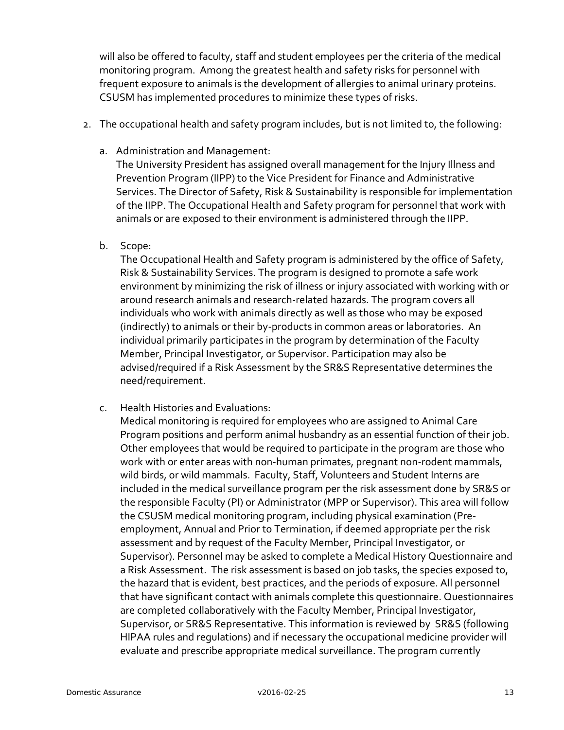will also be offered to faculty, staff and student employees per the criteria of the medical monitoring program. Among the greatest health and safety risks for personnel with frequent exposure to animals is the development of allergies to animal urinary proteins. CSUSM has implemented procedures to minimize these types of risks.

2. The occupational health and safety program includes, but is not limited to, the following:

   a. Administration and Management:
   The University President has assigned overall management for the Injury Illness and Prevention Program (IIPP) to the Vice President for Finance and Administrative Services. The Director of Safety, Risk & Sustainability is responsible for implementation of the IIPP. The Occupational Health and Safety program for personnel that work with animals or are exposed to their environment is administered through the IIPP.

   b. Scope:
   The Occupational Health and Safety program is administered by the office of Safety, Risk & Sustainability Services. The program is designed to promote a safe work environment by minimizing the risk of illness or injury associated with working with or around research animals and research-related hazards. The program covers all individuals who work with animals directly as well as those who may be exposed (indirectly) to animals or their by-products in common areas or laboratories. An individual primarily participates in the program by determination of the Faculty Member, Principal Investigator, or Supervisor. Participation may also be advised/required if a Risk Assessment by the SR&S Representative determines the need/requirement.

   c. Health Histories and Evaluations:
   Medical monitoring is required for employees who are assigned to Animal Care Program positions and perform animal husbandry as an essential function of their job. Other employees that would be required to participate in the program are those who work with or enter areas with non-human primates, pregnant non-rodent mammals, wild birds, or wild mammals. Faculty, Staff, Volunteers and Student Interns are included in the medical surveillance program per the risk assessment done by SR&S or the responsible Faculty (PI) or Administrator (MPP or Supervisor). This area will follow the CSUSM medical monitoring program, including physical examination (Pre-employment, Annual and Prior to Termination, if deemed appropriate per the risk assessment and by request of the Faculty Member, Principal Investigator, or Supervisor). Personnel may be asked to complete a Medical History Questionnaire and a Risk Assessment. The risk assessment is based on job tasks, the species exposed to, the hazard that is evident, best practices, and the periods of exposure. All personnel that have significant contact with animals complete this questionnaire. Questionnaires are completed collaboratively with the Faculty Member, Principal Investigator, Supervisor, or SR&S Representative. This information is reviewed by SR&S (following HIPAA rules and regulations) and if necessary the occupational medicine provider will evaluate and prescribe appropriate medical surveillance. The program currently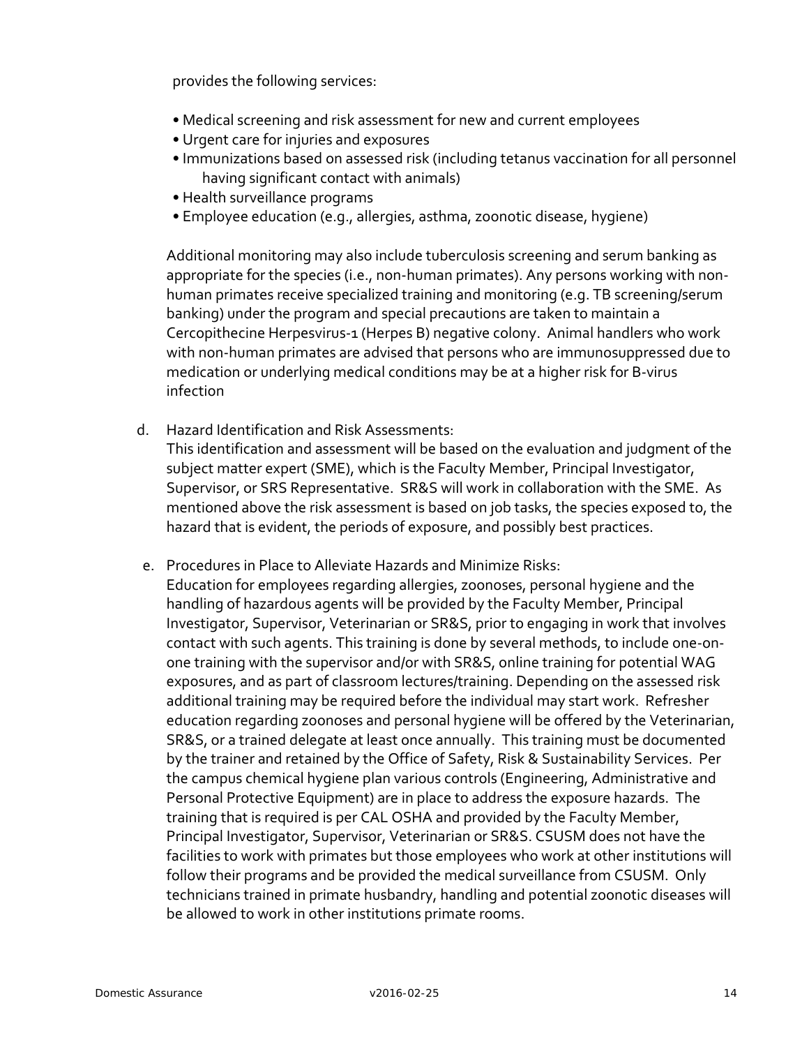provides the following services:

- Medical screening and risk assessment for new and current employees
- Urgent care for injuries and exposures
- Immunizations based on assessed risk (including tetanus vaccination for all personnel having significant contact with animals)
- Health surveillance programs
- Employee education (e.g., allergies, asthma, zoonotic disease, hygiene)

Additional monitoring may also include tuberculosis screening and serum banking as appropriate for the species (i.e., non-human primates). Any persons working with non-human primates receive specialized training and monitoring (e.g. TB screening/serum banking) under the program and special precautions are taken to maintain a Cercopithecine Herpesvirus-1 (Herpes B) negative colony. Animal handlers who work with non-human primates are advised that persons who are immunosuppressed due to medication or underlying medical conditions may be at a higher risk for B-virus infection

d. Hazard Identification and Risk Assessments:
This identification and assessment will be based on the evaluation and judgment of the subject matter expert (SME), which is the Faculty Member, Principal Investigator, Supervisor, or SRS Representative. SR&S will work in collaboration with the SME. As mentioned above the risk assessment is based on job tasks, the species exposed to, the hazard that is evident, the periods of exposure, and possibly best practices.

e. Procedures in Place to Alleviate Hazards and Minimize Risks:
Education for employees regarding allergies, zoonoses, personal hygiene and the handling of hazardous agents will be provided by the Faculty Member, Principal Investigator, Supervisor, Veterinarian or SR&S, prior to engaging in work that involves contact with such agents. This training is done by several methods, to include one-on-one training with the supervisor and/or with SR&S, online training for potential WAG exposures, and as part of classroom lectures/training. Depending on the assessed risk additional training may be required before the individual may start work. Refresher education regarding zoonoses and personal hygiene will be offered by the Veterinarian, SR&S, or a trained delegate at least once annually. This training must be documented by the trainer and retained by the Office of Safety, Risk & Sustainability Services. Per the campus chemical hygiene plan various controls (Engineering, Administrative and Personal Protective Equipment) are in place to address the exposure hazards. The training that is required is per CAL OSHA and provided by the Faculty Member, Principal Investigator, Supervisor, Veterinarian or SR&S. CSUSM does not have the facilities to work with primates but those employees who work at other institutions will follow their programs and be provided the medical surveillance from CSUSM. Only technicians trained in primate husbandry, handling and potential zoonotic diseases will be allowed to work in other institutions primate rooms.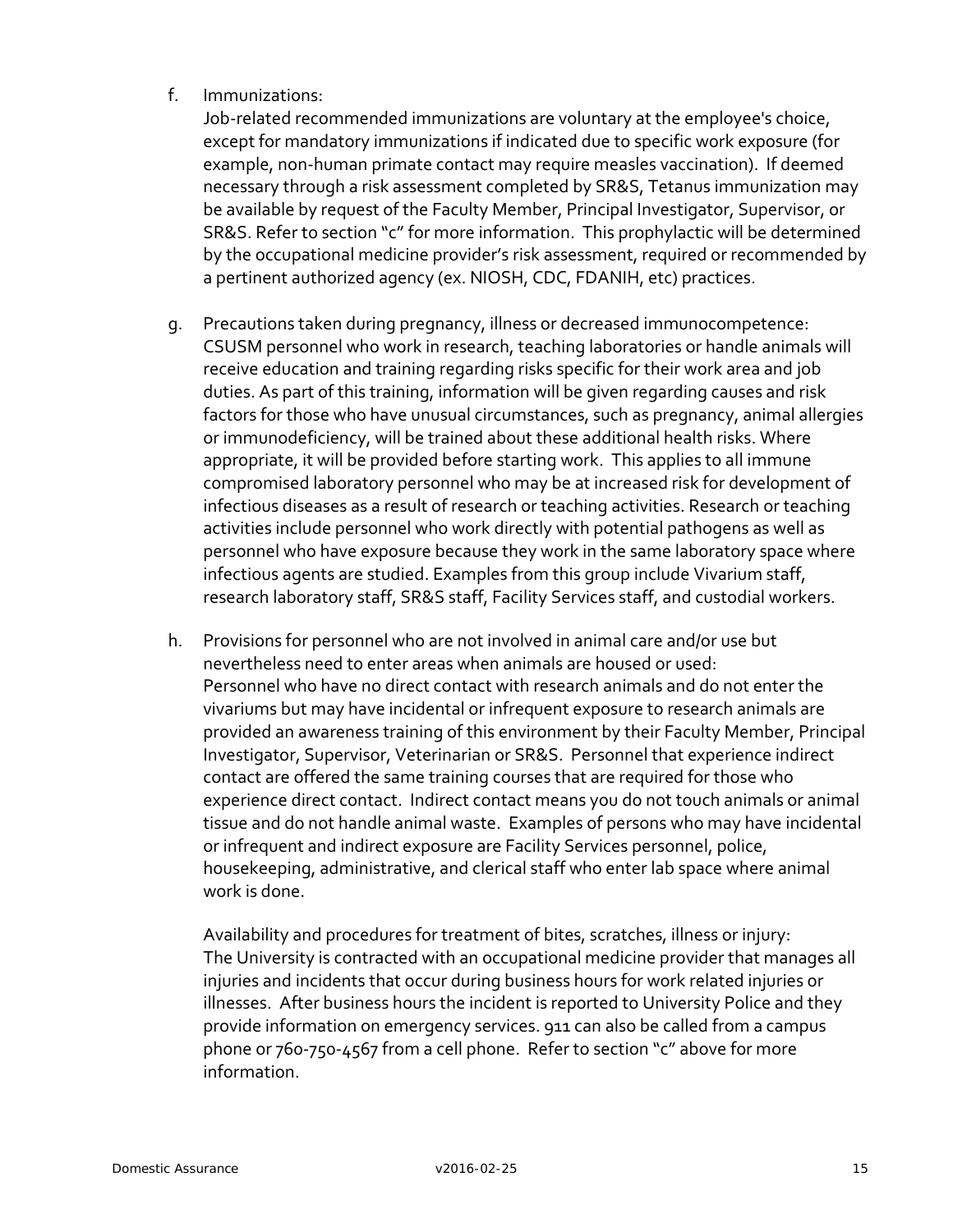f. Immunizations:
   Job-related recommended immunizations are voluntary at the employee's choice, except for mandatory immunizations if indicated due to specific work exposure (for example, non-human primate contact may require measles vaccination). If deemed necessary through a risk assessment completed by SR&S, Tetanus immunization may be available by request of the Faculty Member, Principal Investigator, Supervisor, or SR&S. Refer to section "c" for more information. This prophylactic will be determined by the occupational medicine provider's risk assessment, required or recommended by a pertinent authorized agency (ex. NIOSH, CDC, FDANIH, etc) practices.

g. Precautions taken during pregnancy, illness or decreased immunocompetence:
   CSUSM personnel who work in research, teaching laboratories or handle animals will receive education and training regarding risks specific for their work area and job duties. As part of this training, information will be given regarding causes and risk factors for those who have unusual circumstances, such as pregnancy, animal allergies or immunodeficiency, will be trained about these additional health risks. Where appropriate, it will be provided before starting work. This applies to all immune compromised laboratory personnel who may be at increased risk for development of infectious diseases as a result of research or teaching activities. Research or teaching activities include personnel who work directly with potential pathogens as well as personnel who have exposure because they work in the same laboratory space where infectious agents are studied. Examples from this group include Vivarium staff, research laboratory staff, SR&S staff, Facility Services staff, and custodial workers.

h. Provisions for personnel who are not involved in animal care and/or use but nevertheless need to enter areas when animals are housed or used:
   Personnel who have no direct contact with research animals and do not enter the vivariums but may have incidental or infrequent exposure to research animals are provided an awareness training of this environment by their Faculty Member, Principal Investigator, Supervisor, Veterinarian or SR&S. Personnel that experience indirect contact are offered the same training courses that are required for those who experience direct contact. Indirect contact means you do not touch animals or animal tissue and do not handle animal waste. Examples of persons who may have incidental or infrequent and indirect exposure are Facility Services personnel, police, housekeeping, administrative, and clerical staff who enter lab space where animal work is done.

   Availability and procedures for treatment of bites, scratches, illness or injury:
   The University is contracted with an occupational medicine provider that manages all injuries and incidents that occur during business hours for work related injuries or illnesses. After business hours the incident is reported to University Police and they provide information on emergency services. 911 can also be called from a campus phone or 760-750-4567 from a cell phone. Refer to section "c" above for more information.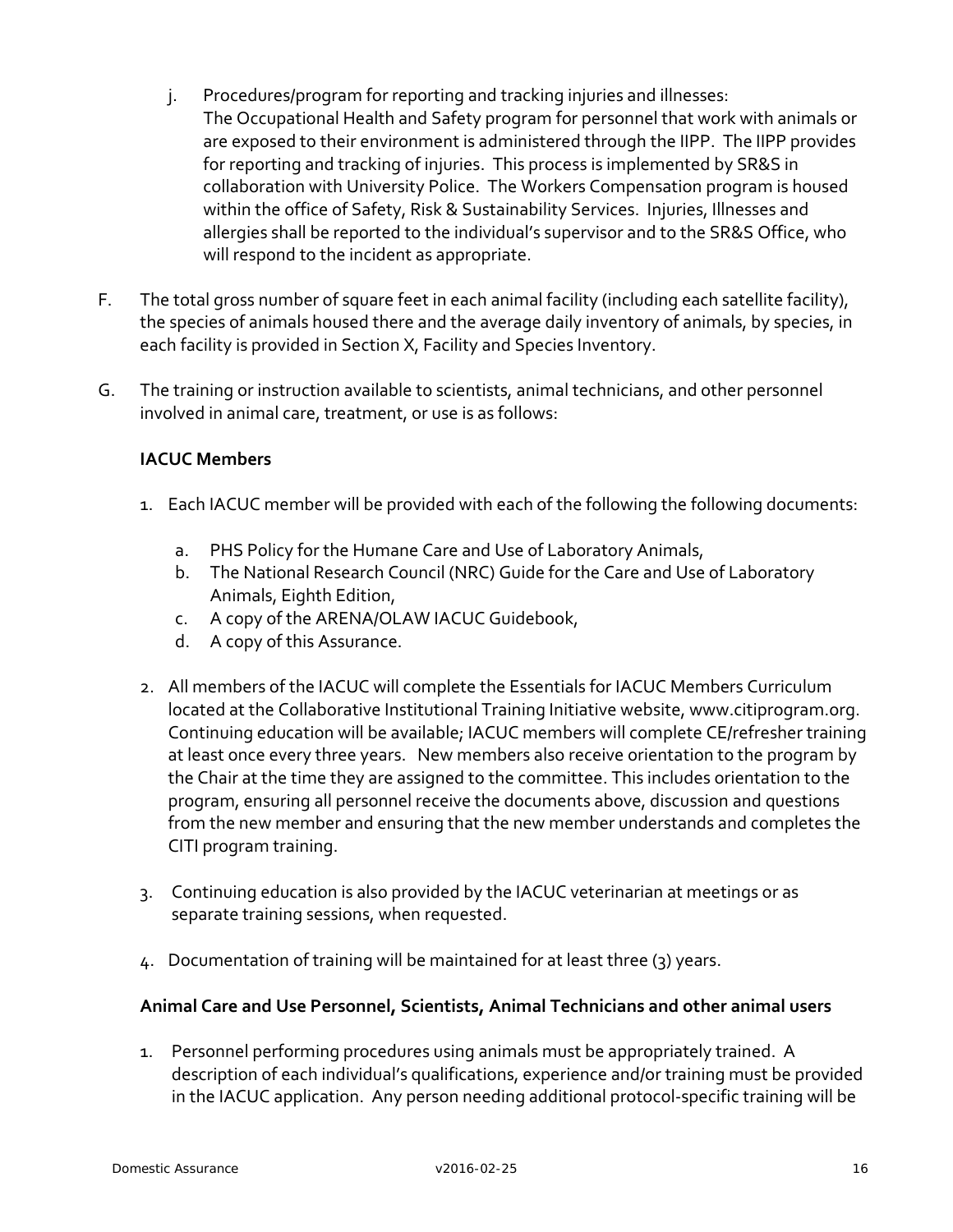j. Procedures/program for reporting and tracking injuries and illnesses:
   The Occupational Health and Safety program for personnel that work with animals or are exposed to their environment is administered through the IIPP. The IIPP provides for reporting and tracking of injuries. This process is implemented by SR&S in collaboration with University Police. The Workers Compensation program is housed within the office of Safety, Risk & Sustainability Services. Injuries, Illnesses and allergies shall be reported to the individual's supervisor and to the SR&S Office, who will respond to the incident as appropriate.

F. The total gross number of square feet in each animal facility (including each satellite facility), the species of animals housed there and the average daily inventory of animals, by species, in each facility is provided in Section X, Facility and Species Inventory.

G. The training or instruction available to scientists, animal technicians, and other personnel involved in animal care, treatment, or use is as follows:

**IACUC Members**

1. Each IACUC member will be provided with each of the following the following documents:

   a. PHS Policy for the Humane Care and Use of Laboratory Animals,
   b. The National Research Council (NRC) Guide for the Care and Use of Laboratory Animals, Eighth Edition,
   c. A copy of the ARENA/OLAW IACUC Guidebook,
   d. A copy of this Assurance.

2. All members of the IACUC will complete the Essentials for IACUC Members Curriculum located at the Collaborative Institutional Training Initiative website, www.citiprogram.org. Continuing education will be available; IACUC members will complete CE/refresher training at least once every three years. New members also receive orientation to the program by the Chair at the time they are assigned to the committee. This includes orientation to the program, ensuring all personnel receive the documents above, discussion and questions from the new member and ensuring that the new member understands and completes the CITI program training.

3. Continuing education is also provided by the IACUC veterinarian at meetings or as separate training sessions, when requested.

4. Documentation of training will be maintained for at least three (3) years.

**Animal Care and Use Personnel, Scientists, Animal Technicians and other animal users**

1. Personnel performing procedures using animals must be appropriately trained. A description of each individual's qualifications, experience and/or training must be provided in the IACUC application. Any person needing additional protocol-specific training will be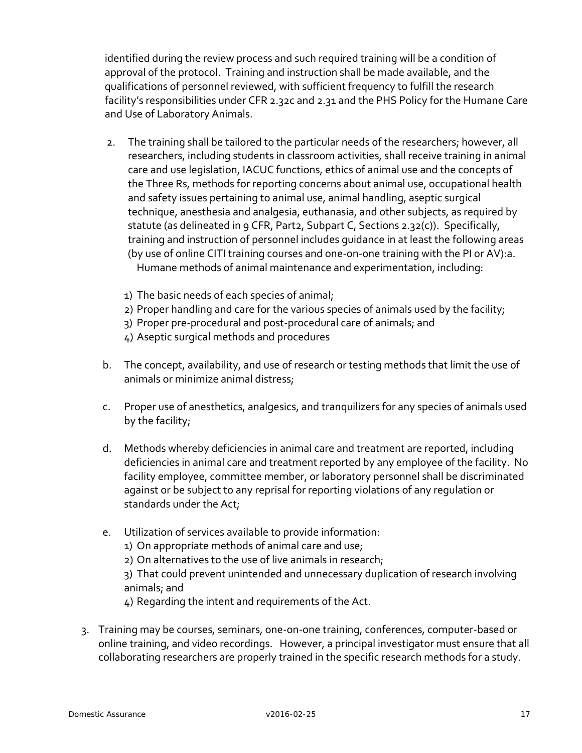identified during the review process and such required training will be a condition of approval of the protocol. Training and instruction shall be made available, and the qualifications of personnel reviewed, with sufficient frequency to fulfill the research facility's responsibilities under CFR 2.32c and 2.31 and the PHS Policy for the Humane Care and Use of Laboratory Animals.

2. The training shall be tailored to the particular needs of the researchers; however, all researchers, including students in classroom activities, shall receive training in animal care and use legislation, IACUC functions, ethics of animal use and the concepts of the Three Rs, methods for reporting concerns about animal use, occupational health and safety issues pertaining to animal use, animal handling, aseptic surgical technique, anesthesia and analgesia, euthanasia, and other subjects, as required by statute (as delineated in 9 CFR, Part2, Subpart C, Sections 2.32(c)). Specifically, training and instruction of personnel includes guidance in at least the following areas (by use of online CITI training courses and one-on-one training with the PI or AV):a. Humane methods of animal maintenance and experimentation, including:

   1) The basic needs of each species of animal;
   2) Proper handling and care for the various species of animals used by the facility;
   3) Proper pre-procedural and post-procedural care of animals; and
   4) Aseptic surgical methods and procedures

   b. The concept, availability, and use of research or testing methods that limit the use of animals or minimize animal distress;

   c. Proper use of anesthetics, analgesics, and tranquilizers for any species of animals used by the facility;

   d. Methods whereby deficiencies in animal care and treatment are reported, including deficiencies in animal care and treatment reported by any employee of the facility. No facility employee, committee member, or laboratory personnel shall be discriminated against or be subject to any reprisal for reporting violations of any regulation or standards under the Act;

   e. Utilization of services available to provide information:
      1) On appropriate methods of animal care and use;
      2) On alternatives to the use of live animals in research;
      3) That could prevent unintended and unnecessary duplication of research involving animals; and
      4) Regarding the intent and requirements of the Act.

3. Training may be courses, seminars, one-on-one training, conferences, computer-based or online training, and video recordings. However, a principal investigator must ensure that all collaborating researchers are properly trained in the specific research methods for a study.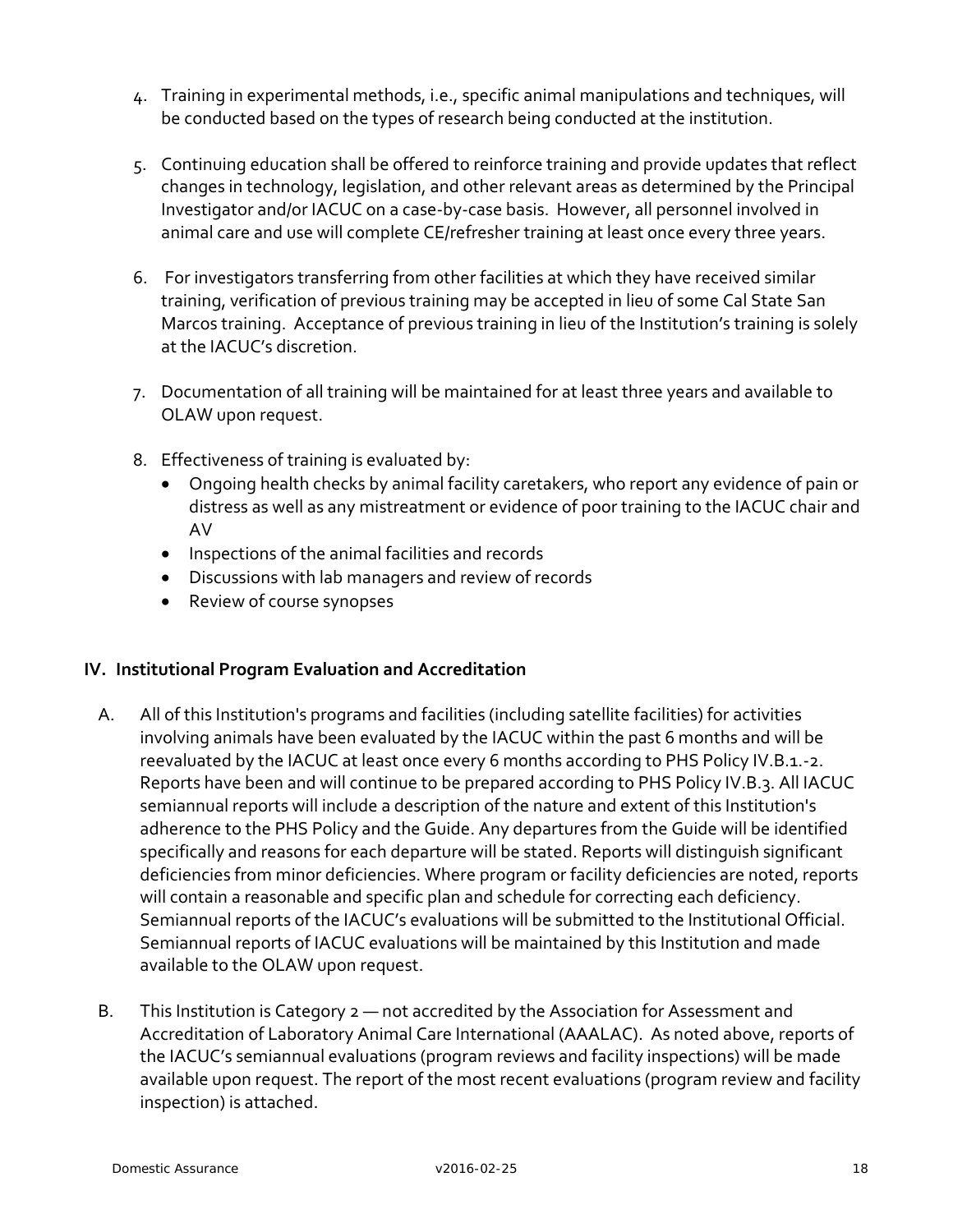4. Training in experimental methods, i.e., specific animal manipulations and techniques, will be conducted based on the types of research being conducted at the institution.

5. Continuing education shall be offered to reinforce training and provide updates that reflect changes in technology, legislation, and other relevant areas as determined by the Principal Investigator and/or IACUC on a case-by-case basis. However, all personnel involved in animal care and use will complete CE/refresher training at least once every three years.

6. For investigators transferring from other facilities at which they have received similar training, verification of previous training may be accepted in lieu of some Cal State San Marcos training. Acceptance of previous training in lieu of the Institution's training is solely at the IACUC's discretion.

7. Documentation of all training will be maintained for at least three years and available to OLAW upon request.

8. Effectiveness of training is evaluated by:
   - Ongoing health checks by animal facility caretakers, who report any evidence of pain or distress as well as any mistreatment or evidence of poor training to the IACUC chair and AV
   - Inspections of the animal facilities and records
   - Discussions with lab managers and review of records
   - Review of course synopses

## IV. Institutional Program Evaluation and Accreditation

A. All of this Institution's programs and facilities (including satellite facilities) for activities involving animals have been evaluated by the IACUC within the past 6 months and will be reevaluated by the IACUC at least once every 6 months according to PHS Policy IV.B.1.-2. Reports have been and will continue to be prepared according to PHS Policy IV.B.3. All IACUC semiannual reports will include a description of the nature and extent of this Institution's adherence to the PHS Policy and the Guide. Any departures from the Guide will be identified specifically and reasons for each departure will be stated. Reports will distinguish significant deficiencies from minor deficiencies. Where program or facility deficiencies are noted, reports will contain a reasonable and specific plan and schedule for correcting each deficiency. Semiannual reports of the IACUC's evaluations will be submitted to the Institutional Official. Semiannual reports of IACUC evaluations will be maintained by this Institution and made available to the OLAW upon request.

B. This Institution is Category 2 — not accredited by the Association for Assessment and Accreditation of Laboratory Animal Care International (AAALAC). As noted above, reports of the IACUC's semiannual evaluations (program reviews and facility inspections) will be made available upon request. The report of the most recent evaluations (program review and facility inspection) is attached.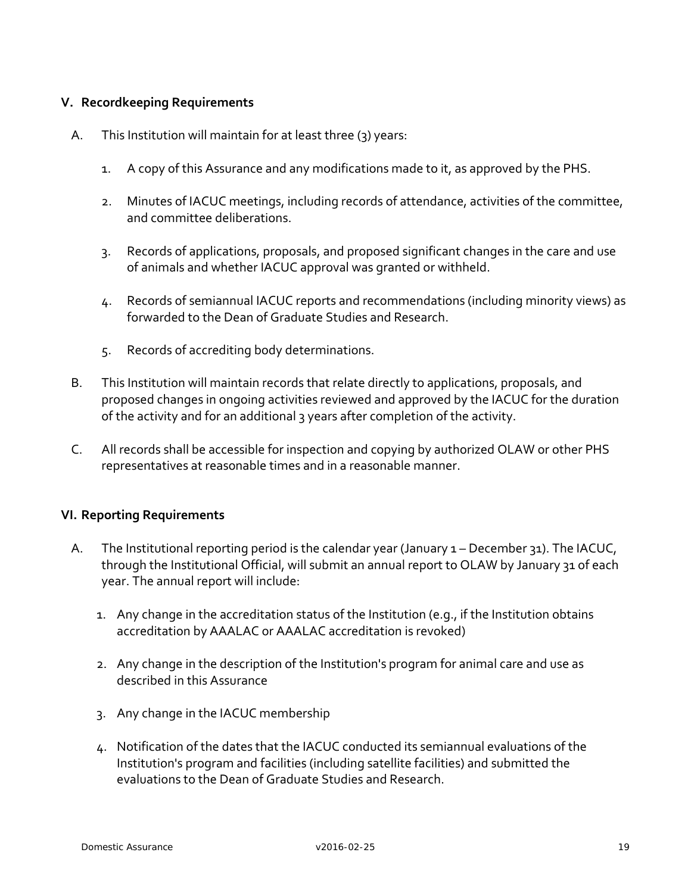## V. Recordkeeping Requirements

A. This Institution will maintain for at least three (3) years:

   1. A copy of this Assurance and any modifications made to it, as approved by the PHS.

   2. Minutes of IACUC meetings, including records of attendance, activities of the committee, and committee deliberations.

   3. Records of applications, proposals, and proposed significant changes in the care and use of animals and whether IACUC approval was granted or withheld.

   4. Records of semiannual IACUC reports and recommendations (including minority views) as forwarded to the Dean of Graduate Studies and Research.

   5. Records of accrediting body determinations.

B. This Institution will maintain records that relate directly to applications, proposals, and proposed changes in ongoing activities reviewed and approved by the IACUC for the duration of the activity and for an additional 3 years after completion of the activity.

C. All records shall be accessible for inspection and copying by authorized OLAW or other PHS representatives at reasonable times and in a reasonable manner.

## VI. Reporting Requirements

A. The Institutional reporting period is the calendar year (January 1 – December 31). The IACUC, through the Institutional Official, will submit an annual report to OLAW by January 31 of each year. The annual report will include:

   1. Any change in the accreditation status of the Institution (e.g., if the Institution obtains accreditation by AAALAC or AAALAC accreditation is revoked)

   2. Any change in the description of the Institution's program for animal care and use as described in this Assurance

   3. Any change in the IACUC membership

   4. Notification of the dates that the IACUC conducted its semiannual evaluations of the Institution's program and facilities (including satellite facilities) and submitted the evaluations to the Dean of Graduate Studies and Research.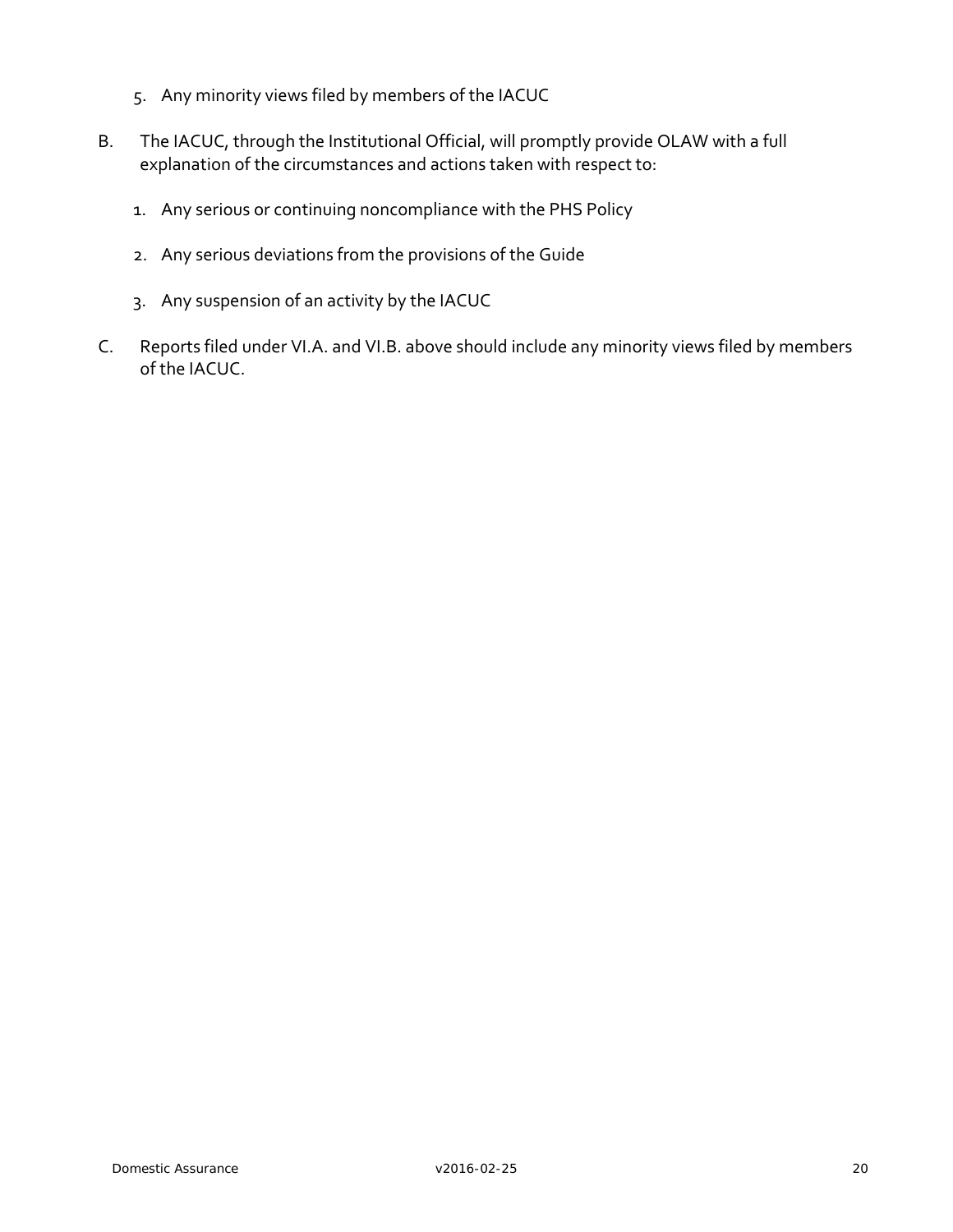5. Any minority views filed by members of the IACUC

B. The IACUC, through the Institutional Official, will promptly provide OLAW with a full explanation of the circumstances and actions taken with respect to:

   1. Any serious or continuing noncompliance with the PHS Policy

   2. Any serious deviations from the provisions of the Guide

   3. Any suspension of an activity by the IACUC

C. Reports filed under VI.A. and VI.B. above should include any minority views filed by members of the IACUC.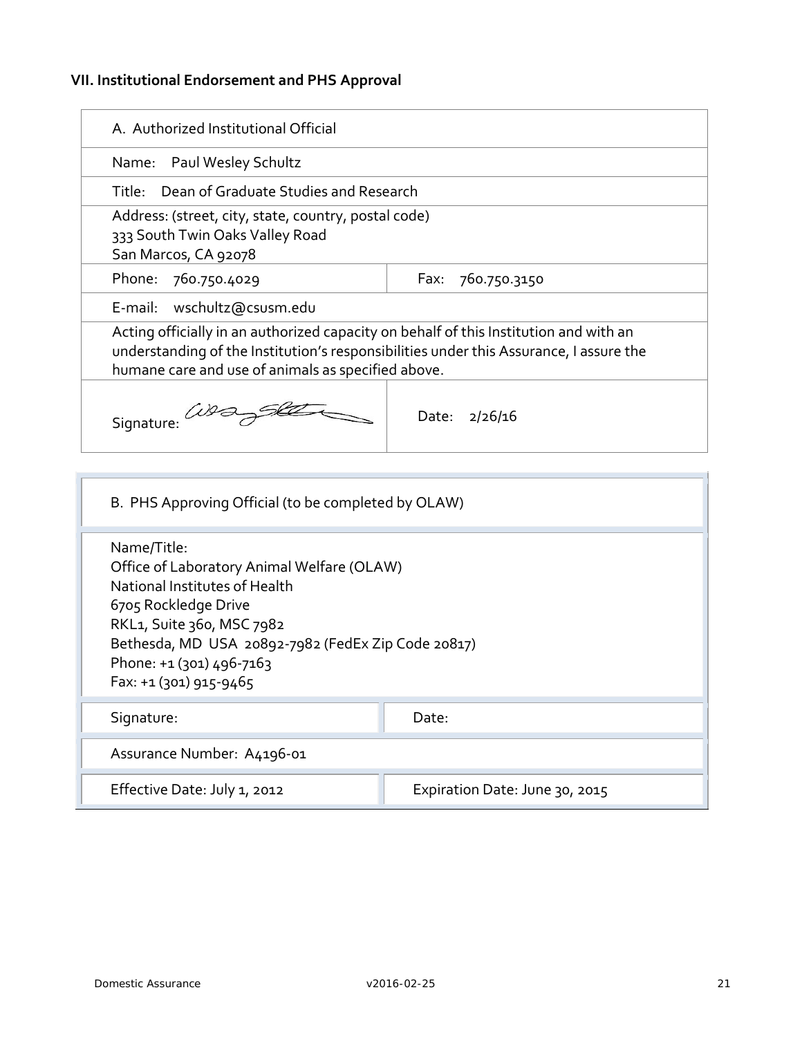### VII. Institutional Endorsement and PHS Approval

| A. Authorized Institutional Official | |
|---|---|
| Name: Paul Wesley Schultz | |
| Title: Dean of Graduate Studies and Research | |
| Address: (street, city, state, country, postal code)<br>333 South Twin Oaks Valley Road<br>San Marcos, CA 92078 | |
| Phone: 760.750.4029 | Fax: 760.750.3150 |
| E-mail: wschultz@csusm.edu | |
| Acting officially in an authorized capacity on behalf of this Institution and with an understanding of the Institution's responsibilities under this Assurance, I assure the humane care and use of animals as specified above. | |
| Signature: | Date: 2/26/16 |

| B. PHS Approving Official (to be completed by OLAW) | |
|---|---|
| Name/Title:<br>Office of Laboratory Animal Welfare (OLAW)<br>National Institutes of Health<br>6705 Rockledge Drive<br>RKL1, Suite 360, MSC 7982<br>Bethesda, MD USA 20892-7982 (FedEx Zip Code 20817)<br>Phone: +1 (301) 496-7163<br>Fax: +1 (301) 915-9465 | |
| Signature: | Date: |
| Assurance Number: A4196-01 | |
| Effective Date: July 1, 2012 | Expiration Date: June 30, 2015 |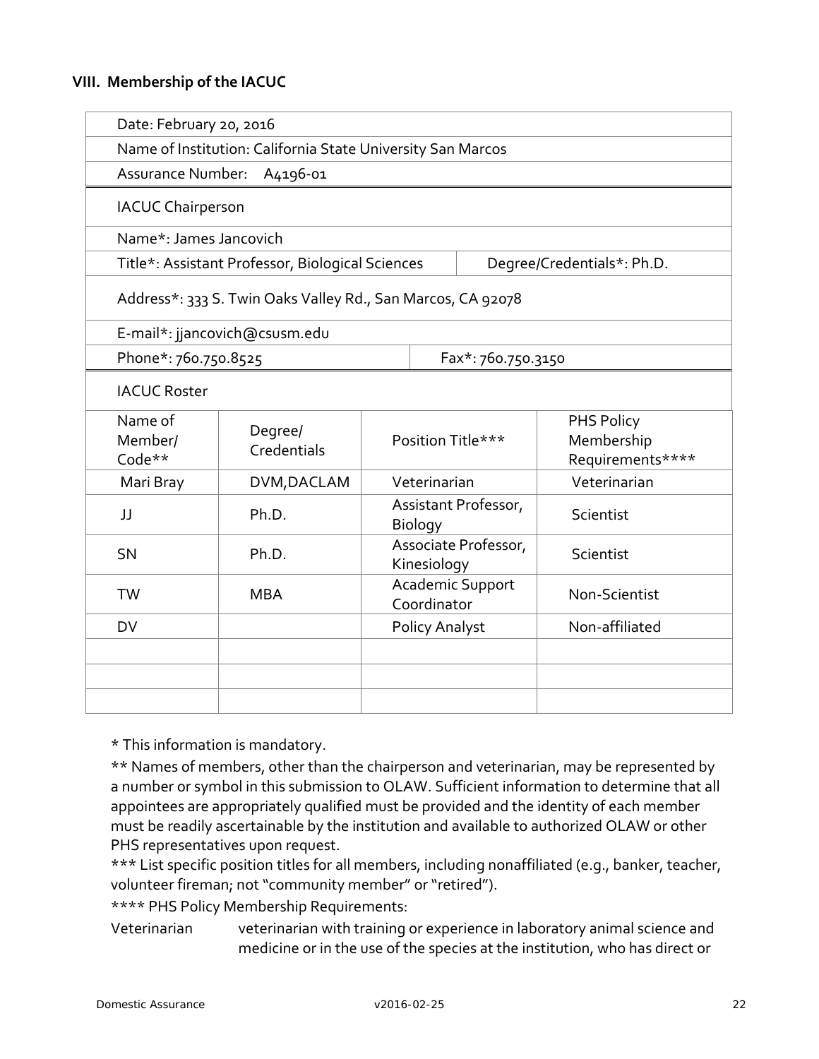### VIII. Membership of the IACUC

| | | | |
|---|---|---|---|
| Date: February 20, 2016 | | | |
| Name of Institution: California State University San Marcos | | | |
| Assurance Number: A4196-01 | | | |
| IACUC Chairperson | | | |
| Name*: James Jancovich | | | |
| Title*: Assistant Professor, Biological Sciences | | Degree/Credentials*: Ph.D. | |
| Address*: 333 S. Twin Oaks Valley Rd., San Marcos, CA 92078 | | | |
| E-mail*: jjancovich@csusm.edu | | | |
| Phone*: 760.750.8525 | | Fax*: 760.750.3150 | |

**IACUC Roster**

| Name of Member/ Code** | Degree/ Credentials | Position Title*** | PHS Policy Membership Requirements**** |
|---|---|---|---|
| Mari Bray | DVM,DACLAM | Veterinarian | Veterinarian |
| JJ | Ph.D. | Assistant Professor, Biology | Scientist |
| SN | Ph.D. | Associate Professor, Kinesiology | Scientist |
| TW | MBA | Academic Support Coordinator | Non-Scientist |
| DV | | Policy Analyst | Non-affiliated |
| | | | |
| | | | |
| | | | |

* This information is mandatory.

** Names of members, other than the chairperson and veterinarian, may be represented by a number or symbol in this submission to OLAW. Sufficient information to determine that all appointees are appropriately qualified must be provided and the identity of each member must be readily ascertainable by the institution and available to authorized OLAW or other PHS representatives upon request.

*** List specific position titles for all members, including nonaffiliated (e.g., banker, teacher, volunteer fireman; not "community member" or "retired").

**** PHS Policy Membership Requirements:

Veterinarian veterinarian with training or experience in laboratory animal science and medicine or in the use of the species at the institution, who has direct or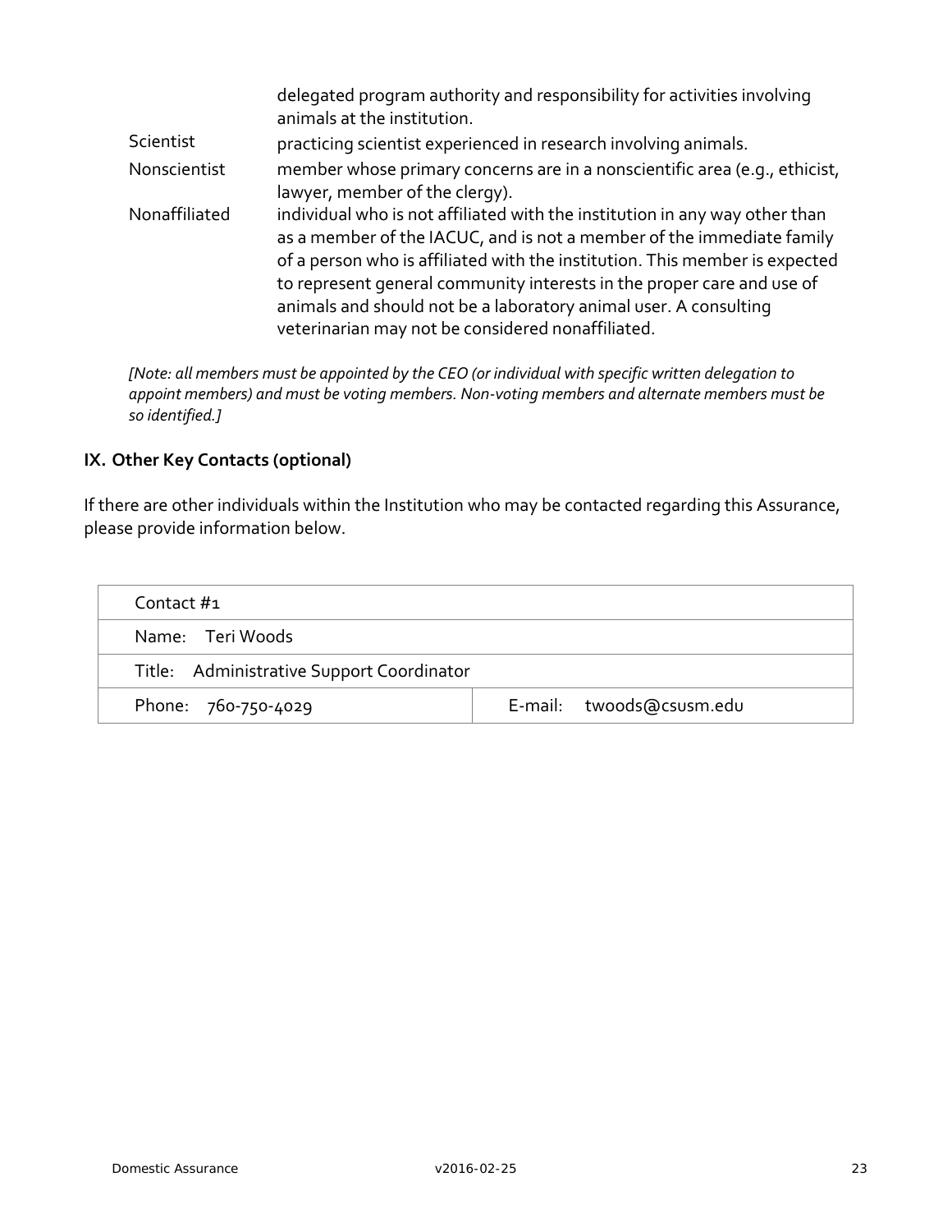| | |
|---|---|
| | delegated program authority and responsibility for activities involving animals at the institution. |
| Scientist | practicing scientist experienced in research involving animals. |
| Nonscientist | member whose primary concerns are in a nonscientific area (e.g., ethicist, lawyer, member of the clergy). |
| Nonaffiliated | individual who is not affiliated with the institution in any way other than as a member of the IACUC, and is not a member of the immediate family of a person who is affiliated with the institution. This member is expected to represent general community interests in the proper care and use of animals and should not be a laboratory animal user. A consulting veterinarian may not be considered nonaffiliated. |

*[Note: all members must be appointed by the CEO (or individual with specific written delegation to appoint members) and must be voting members. Non-voting members and alternate members must be so identified.]*

## IX. Other Key Contacts (optional)

If there are other individuals within the Institution who may be contacted regarding this Assurance, please provide information below.

| Contact #1 | |
|---|---|
| Name: Teri Woods | |
| Title: Administrative Support Coordinator | |
| Phone: 760-750-4029 | E-mail: twoods@csusm.edu |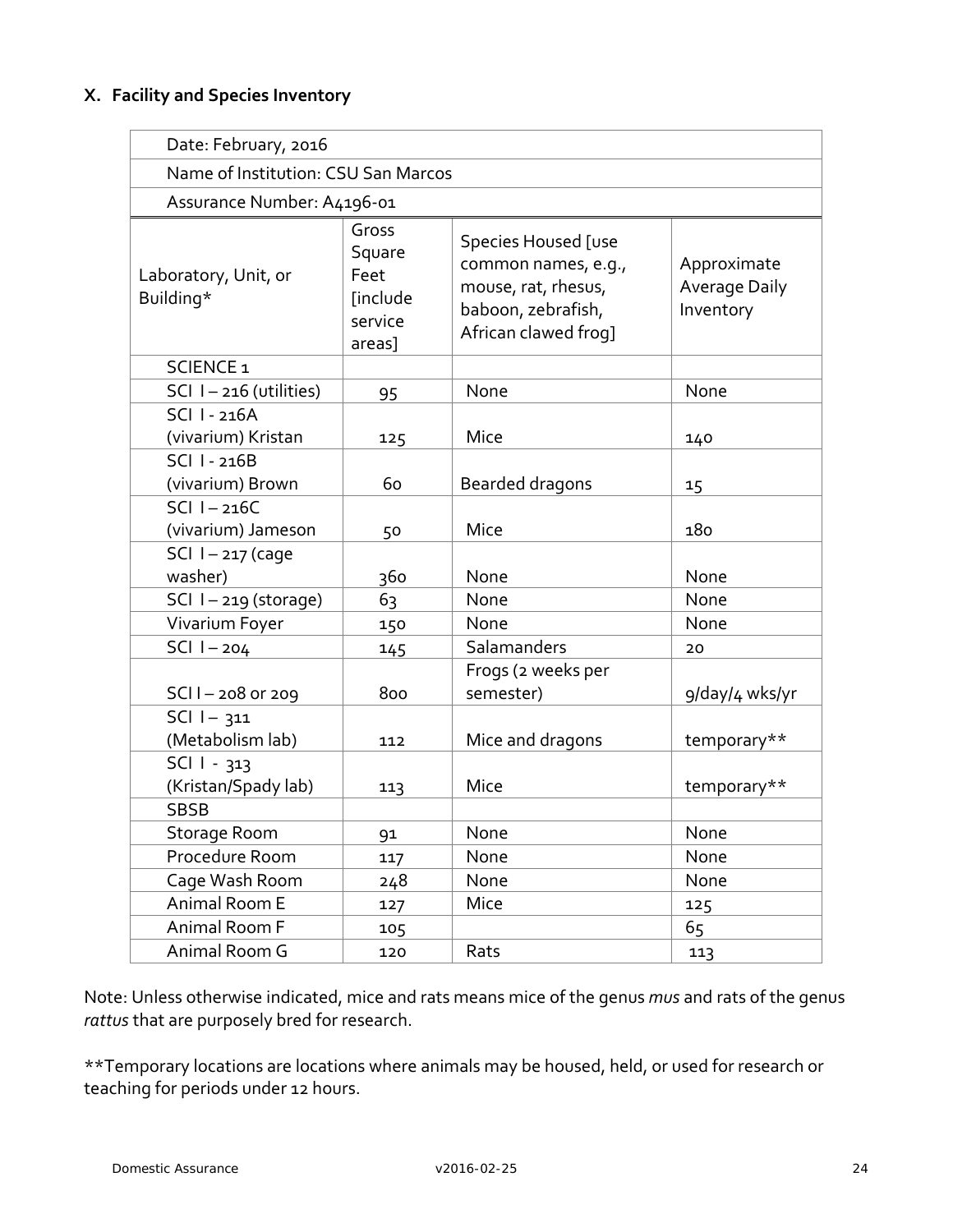## X. Facility and Species Inventory

| Date: February, 2016 | | | |
|---|---|---|---|
| Name of Institution: CSU San Marcos | | | |
| Assurance Number: A4196-01 | | | |
| Laboratory, Unit, or Building* | Gross Square Feet [include service areas] | Species Housed [use common names, e.g., mouse, rat, rhesus, baboon, zebrafish, African clawed frog] | Approximate Average Daily Inventory |
| SCIENCE 1 | | | |
| SCI I – 216 (utilities) | 95 | None | None |
| SCI I - 216A (vivarium) Kristan | 125 | Mice | 140 |
| SCI I - 216B (vivarium) Brown | 60 | Bearded dragons | 15 |
| SCI I – 216C (vivarium) Jameson | 50 | Mice | 180 |
| SCI I – 217 (cage washer) | 360 | None | None |
| SCI I – 219 (storage) | 63 | None | None |
| Vivarium Foyer | 150 | None | None |
| SCI I – 204 | 145 | Salamanders | 20 |
| SCI I – 208 or 209 | 800 | Frogs (2 weeks per semester) | 9/day/4 wks/yr |
| SCI I – 311 (Metabolism lab) | 112 | Mice and dragons | temporary** |
| SCI I - 313 (Kristan/Spady lab) | 113 | Mice | temporary** |
| SBSB | | | |
| Storage Room | 91 | None | None |
| Procedure Room | 117 | None | None |
| Cage Wash Room | 248 | None | None |
| Animal Room E | 127 | Mice | 125 |
| Animal Room F | 105 | | 65 |
| Animal Room G | 120 | Rats | 113 |

Note: Unless otherwise indicated, mice and rats means mice of the genus *mus* and rats of the genus *rattus* that are purposely bred for research.

**Temporary locations are locations where animals may be housed, held, or used for research or teaching for periods under 12 hours.